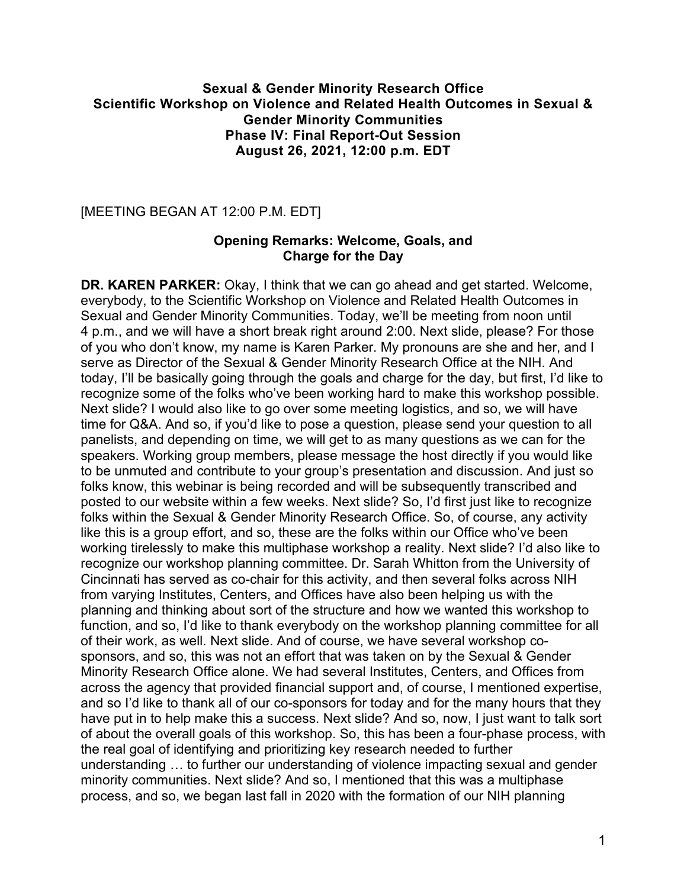**Sexual & Gender Minority Research Office**
**Scientific Workshop on Violence and Related Health Outcomes in Sexual & Gender Minority Communities**
**Phase IV: Final Report-Out Session**
**August 26, 2021, 12:00 p.m. EDT**

[MEETING BEGAN AT 12:00 P.M. EDT]

## Opening Remarks: Welcome, Goals, and Charge for the Day

**DR. KAREN PARKER:** Okay, I think that we can go ahead and get started. Welcome, everybody, to the Scientific Workshop on Violence and Related Health Outcomes in Sexual and Gender Minority Communities. Today, we'll be meeting from noon until 4 p.m., and we will have a short break right around 2:00. Next slide, please? For those of you who don't know, my name is Karen Parker. My pronouns are she and her, and I serve as Director of the Sexual & Gender Minority Research Office at the NIH. And today, I'll be basically going through the goals and charge for the day, but first, I'd like to recognize some of the folks who've been working hard to make this workshop possible. Next slide? I would also like to go over some meeting logistics, and so, we will have time for Q&A. And so, if you'd like to pose a question, please send your question to all panelists, and depending on time, we will get to as many questions as we can for the speakers. Working group members, please message the host directly if you would like to be unmuted and contribute to your group's presentation and discussion. And just so folks know, this webinar is being recorded and will be subsequently transcribed and posted to our website within a few weeks. Next slide? So, I'd first just like to recognize folks within the Sexual & Gender Minority Research Office. So, of course, any activity like this is a group effort, and so, these are the folks within our Office who've been working tirelessly to make this multiphase workshop a reality. Next slide? I'd also like to recognize our workshop planning committee. Dr. Sarah Whitton from the University of Cincinnati has served as co-chair for this activity, and then several folks across NIH from varying Institutes, Centers, and Offices have also been helping us with the planning and thinking about sort of the structure and how we wanted this workshop to function, and so, I'd like to thank everybody on the workshop planning committee for all of their work, as well. Next slide. And of course, we have several workshop co-sponsors, and so, this was not an effort that was taken on by the Sexual & Gender Minority Research Office alone. We had several Institutes, Centers, and Offices from across the agency that provided financial support and, of course, I mentioned expertise, and so I'd like to thank all of our co-sponsors for today and for the many hours that they have put in to help make this a success. Next slide? And so, now, I just want to talk sort of about the overall goals of this workshop. So, this has been a four-phase process, with the real goal of identifying and prioritizing key research needed to further understanding … to further our understanding of violence impacting sexual and gender minority communities. Next slide? And so, I mentioned that this was a multiphase process, and so, we began last fall in 2020 with the formation of our NIH planning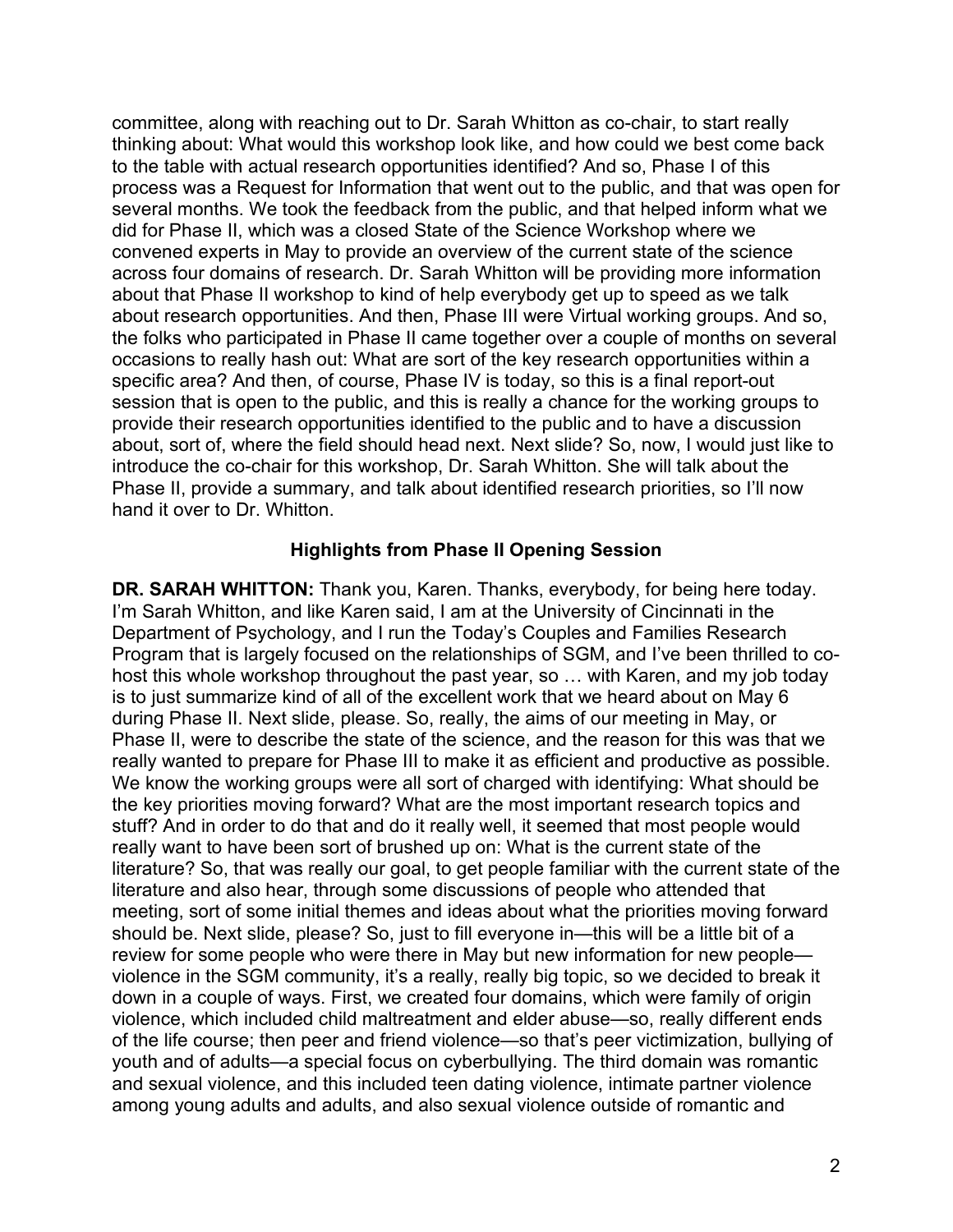committee, along with reaching out to Dr. Sarah Whitton as co-chair, to start really thinking about: What would this workshop look like, and how could we best come back to the table with actual research opportunities identified? And so, Phase I of this process was a Request for Information that went out to the public, and that was open for several months. We took the feedback from the public, and that helped inform what we did for Phase II, which was a closed State of the Science Workshop where we convened experts in May to provide an overview of the current state of the science across four domains of research. Dr. Sarah Whitton will be providing more information about that Phase II workshop to kind of help everybody get up to speed as we talk about research opportunities. And then, Phase III were Virtual working groups. And so, the folks who participated in Phase II came together over a couple of months on several occasions to really hash out: What are sort of the key research opportunities within a specific area? And then, of course, Phase IV is today, so this is a final report-out session that is open to the public, and this is really a chance for the working groups to provide their research opportunities identified to the public and to have a discussion about, sort of, where the field should head next. Next slide? So, now, I would just like to introduce the co-chair for this workshop, Dr. Sarah Whitton. She will talk about the Phase II, provide a summary, and talk about identified research priorities, so I'll now hand it over to Dr. Whitton.

## Highlights from Phase II Opening Session

**DR. SARAH WHITTON:** Thank you, Karen. Thanks, everybody, for being here today. I'm Sarah Whitton, and like Karen said, I am at the University of Cincinnati in the Department of Psychology, and I run the Today's Couples and Families Research Program that is largely focused on the relationships of SGM, and I've been thrilled to co-host this whole workshop throughout the past year, so … with Karen, and my job today is to just summarize kind of all of the excellent work that we heard about on May 6 during Phase II. Next slide, please. So, really, the aims of our meeting in May, or Phase II, were to describe the state of the science, and the reason for this was that we really wanted to prepare for Phase III to make it as efficient and productive as possible. We know the working groups were all sort of charged with identifying: What should be the key priorities moving forward? What are the most important research topics and stuff? And in order to do that and do it really well, it seemed that most people would really want to have been sort of brushed up on: What is the current state of the literature? So, that was really our goal, to get people familiar with the current state of the literature and also hear, through some discussions of people who attended that meeting, sort of some initial themes and ideas about what the priorities moving forward should be. Next slide, please? So, just to fill everyone in—this will be a little bit of a review for some people who were there in May but new information for new people—violence in the SGM community, it's a really, really big topic, so we decided to break it down in a couple of ways. First, we created four domains, which were family of origin violence, which included child maltreatment and elder abuse—so, really different ends of the life course; then peer and friend violence—so that's peer victimization, bullying of youth and of adults—a special focus on cyberbullying. The third domain was romantic and sexual violence, and this included teen dating violence, intimate partner violence among young adults and adults, and also sexual violence outside of romantic and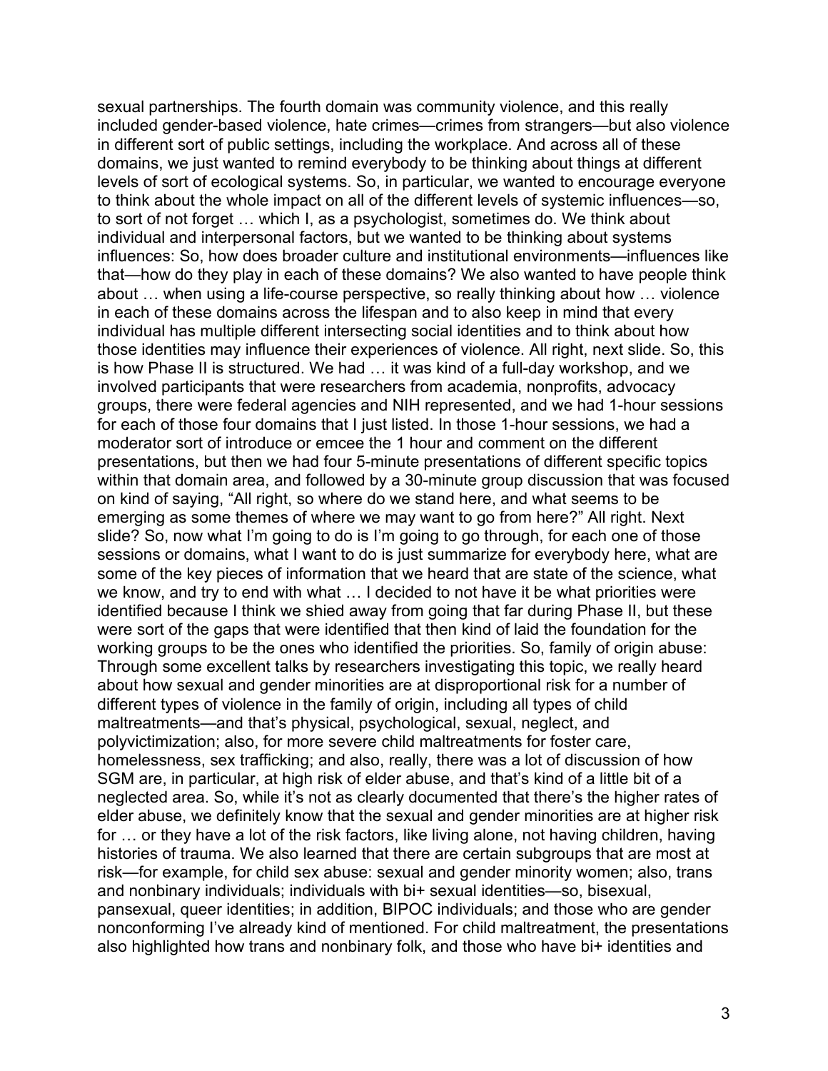sexual partnerships. The fourth domain was community violence, and this really included gender-based violence, hate crimes—crimes from strangers—but also violence in different sort of public settings, including the workplace. And across all of these domains, we just wanted to remind everybody to be thinking about things at different levels of sort of ecological systems. So, in particular, we wanted to encourage everyone to think about the whole impact on all of the different levels of systemic influences—so, to sort of not forget … which I, as a psychologist, sometimes do. We think about individual and interpersonal factors, but we wanted to be thinking about systems influences: So, how does broader culture and institutional environments—influences like that—how do they play in each of these domains? We also wanted to have people think about … when using a life-course perspective, so really thinking about how … violence in each of these domains across the lifespan and to also keep in mind that every individual has multiple different intersecting social identities and to think about how those identities may influence their experiences of violence. All right, next slide. So, this is how Phase II is structured. We had … it was kind of a full-day workshop, and we involved participants that were researchers from academia, nonprofits, advocacy groups, there were federal agencies and NIH represented, and we had 1-hour sessions for each of those four domains that I just listed. In those 1-hour sessions, we had a moderator sort of introduce or emcee the 1 hour and comment on the different presentations, but then we had four 5-minute presentations of different specific topics within that domain area, and followed by a 30-minute group discussion that was focused on kind of saying, "All right, so where do we stand here, and what seems to be emerging as some themes of where we may want to go from here?" All right. Next slide? So, now what I'm going to do is I'm going to go through, for each one of those sessions or domains, what I want to do is just summarize for everybody here, what are some of the key pieces of information that we heard that are state of the science, what we know, and try to end with what … I decided to not have it be what priorities were identified because I think we shied away from going that far during Phase II, but these were sort of the gaps that were identified that then kind of laid the foundation for the working groups to be the ones who identified the priorities. So, family of origin abuse: Through some excellent talks by researchers investigating this topic, we really heard about how sexual and gender minorities are at disproportional risk for a number of different types of violence in the family of origin, including all types of child maltreatments—and that's physical, psychological, sexual, neglect, and polyvictimization; also, for more severe child maltreatments for foster care, homelessness, sex trafficking; and also, really, there was a lot of discussion of how SGM are, in particular, at high risk of elder abuse, and that's kind of a little bit of a neglected area. So, while it's not as clearly documented that there's the higher rates of elder abuse, we definitely know that the sexual and gender minorities are at higher risk for … or they have a lot of the risk factors, like living alone, not having children, having histories of trauma. We also learned that there are certain subgroups that are most at risk—for example, for child sex abuse: sexual and gender minority women; also, trans and nonbinary individuals; individuals with bi+ sexual identities—so, bisexual, pansexual, queer identities; in addition, BIPOC individuals; and those who are gender nonconforming I've already kind of mentioned. For child maltreatment, the presentations also highlighted how trans and nonbinary folk, and those who have bi+ identities and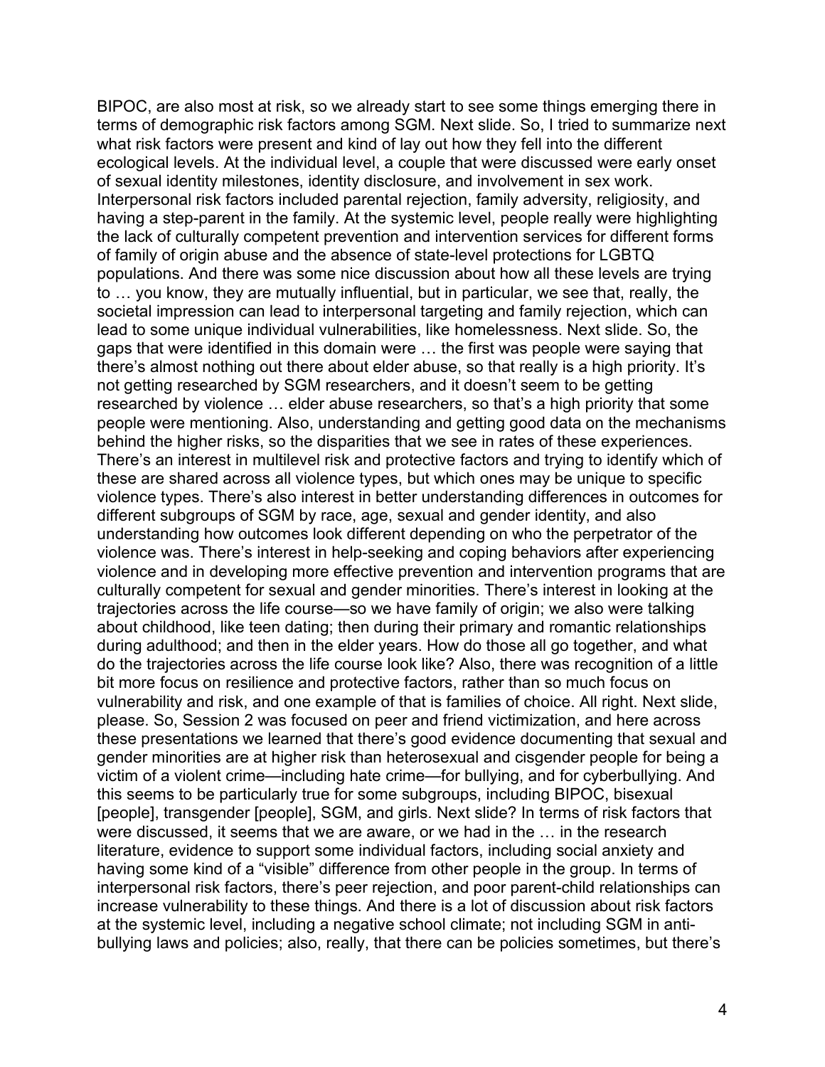BIPOC, are also most at risk, so we already start to see some things emerging there in terms of demographic risk factors among SGM. Next slide. So, I tried to summarize next what risk factors were present and kind of lay out how they fell into the different ecological levels. At the individual level, a couple that were discussed were early onset of sexual identity milestones, identity disclosure, and involvement in sex work. Interpersonal risk factors included parental rejection, family adversity, religiosity, and having a step-parent in the family. At the systemic level, people really were highlighting the lack of culturally competent prevention and intervention services for different forms of family of origin abuse and the absence of state-level protections for LGBTQ populations. And there was some nice discussion about how all these levels are trying to … you know, they are mutually influential, but in particular, we see that, really, the societal impression can lead to interpersonal targeting and family rejection, which can lead to some unique individual vulnerabilities, like homelessness. Next slide. So, the gaps that were identified in this domain were … the first was people were saying that there's almost nothing out there about elder abuse, so that really is a high priority. It's not getting researched by SGM researchers, and it doesn't seem to be getting researched by violence … elder abuse researchers, so that's a high priority that some people were mentioning. Also, understanding and getting good data on the mechanisms behind the higher risks, so the disparities that we see in rates of these experiences. There's an interest in multilevel risk and protective factors and trying to identify which of these are shared across all violence types, but which ones may be unique to specific violence types. There's also interest in better understanding differences in outcomes for different subgroups of SGM by race, age, sexual and gender identity, and also understanding how outcomes look different depending on who the perpetrator of the violence was. There's interest in help-seeking and coping behaviors after experiencing violence and in developing more effective prevention and intervention programs that are culturally competent for sexual and gender minorities. There's interest in looking at the trajectories across the life course—so we have family of origin; we also were talking about childhood, like teen dating; then during their primary and romantic relationships during adulthood; and then in the elder years. How do those all go together, and what do the trajectories across the life course look like? Also, there was recognition of a little bit more focus on resilience and protective factors, rather than so much focus on vulnerability and risk, and one example of that is families of choice. All right. Next slide, please. So, Session 2 was focused on peer and friend victimization, and here across these presentations we learned that there's good evidence documenting that sexual and gender minorities are at higher risk than heterosexual and cisgender people for being a victim of a violent crime—including hate crime—for bullying, and for cyberbullying. And this seems to be particularly true for some subgroups, including BIPOC, bisexual [people], transgender [people], SGM, and girls. Next slide? In terms of risk factors that were discussed, it seems that we are aware, or we had in the … in the research literature, evidence to support some individual factors, including social anxiety and having some kind of a "visible" difference from other people in the group. In terms of interpersonal risk factors, there's peer rejection, and poor parent-child relationships can increase vulnerability to these things. And there is a lot of discussion about risk factors at the systemic level, including a negative school climate; not including SGM in anti-bullying laws and policies; also, really, that there can be policies sometimes, but there's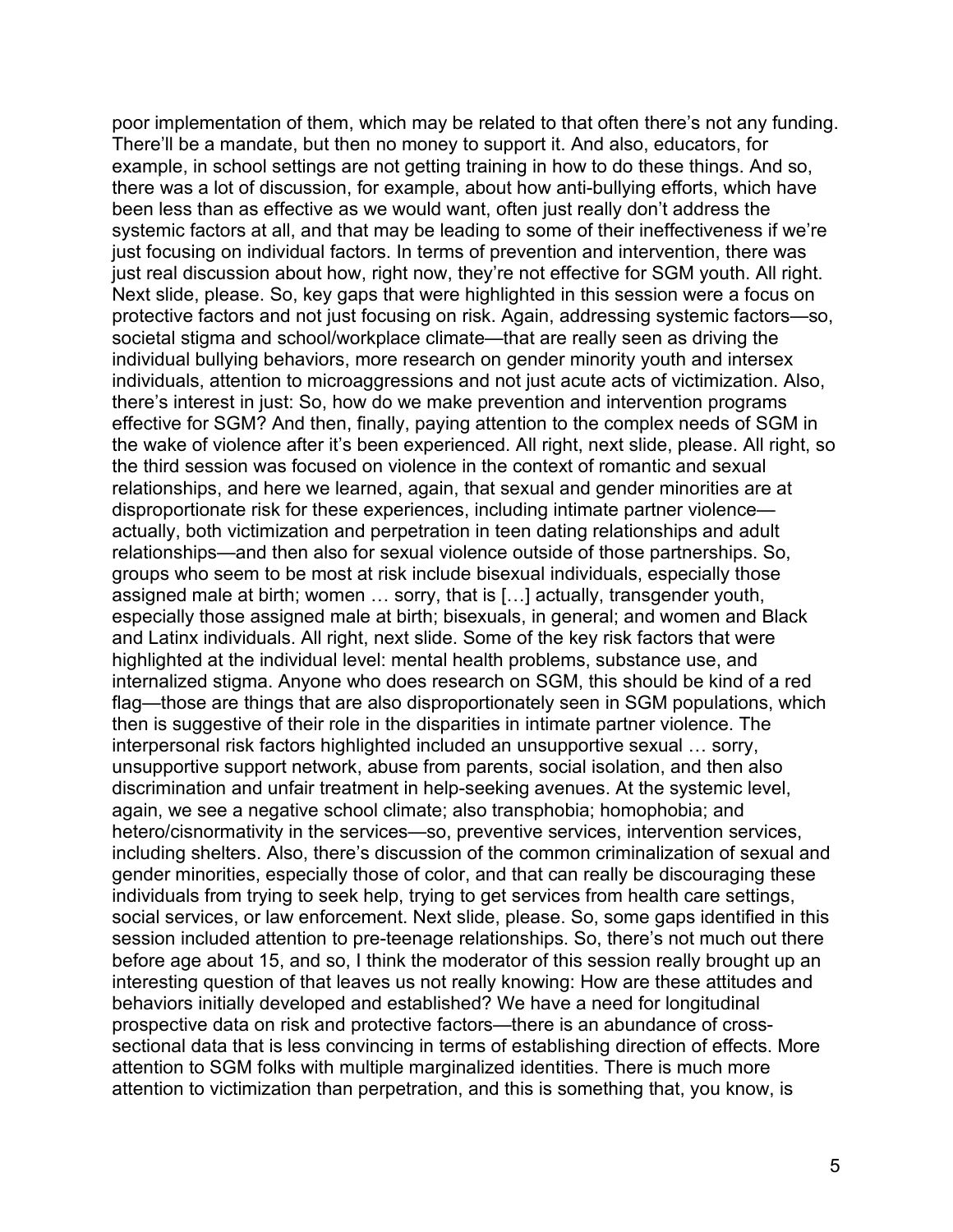poor implementation of them, which may be related to that often there's not any funding. There'll be a mandate, but then no money to support it. And also, educators, for example, in school settings are not getting training in how to do these things. And so, there was a lot of discussion, for example, about how anti-bullying efforts, which have been less than as effective as we would want, often just really don't address the systemic factors at all, and that may be leading to some of their ineffectiveness if we're just focusing on individual factors. In terms of prevention and intervention, there was just real discussion about how, right now, they're not effective for SGM youth. All right. Next slide, please. So, key gaps that were highlighted in this session were a focus on protective factors and not just focusing on risk. Again, addressing systemic factors—so, societal stigma and school/workplace climate—that are really seen as driving the individual bullying behaviors, more research on gender minority youth and intersex individuals, attention to microaggressions and not just acute acts of victimization. Also, there's interest in just: So, how do we make prevention and intervention programs effective for SGM? And then, finally, paying attention to the complex needs of SGM in the wake of violence after it's been experienced. All right, next slide, please. All right, so the third session was focused on violence in the context of romantic and sexual relationships, and here we learned, again, that sexual and gender minorities are at disproportionate risk for these experiences, including intimate partner violence—actually, both victimization and perpetration in teen dating relationships and adult relationships—and then also for sexual violence outside of those partnerships. So, groups who seem to be most at risk include bisexual individuals, especially those assigned male at birth; women … sorry, that is […] actually, transgender youth, especially those assigned male at birth; bisexuals, in general; and women and Black and Latinx individuals. All right, next slide. Some of the key risk factors that were highlighted at the individual level: mental health problems, substance use, and internalized stigma. Anyone who does research on SGM, this should be kind of a red flag—those are things that are also disproportionately seen in SGM populations, which then is suggestive of their role in the disparities in intimate partner violence. The interpersonal risk factors highlighted included an unsupportive sexual … sorry, unsupportive support network, abuse from parents, social isolation, and then also discrimination and unfair treatment in help-seeking avenues. At the systemic level, again, we see a negative school climate; also transphobia; homophobia; and hetero/cisnormativity in the services—so, preventive services, intervention services, including shelters. Also, there's discussion of the common criminalization of sexual and gender minorities, especially those of color, and that can really be discouraging these individuals from trying to seek help, trying to get services from health care settings, social services, or law enforcement. Next slide, please. So, some gaps identified in this session included attention to pre-teenage relationships. So, there's not much out there before age about 15, and so, I think the moderator of this session really brought up an interesting question of that leaves us not really knowing: How are these attitudes and behaviors initially developed and established? We have a need for longitudinal prospective data on risk and protective factors—there is an abundance of cross-sectional data that is less convincing in terms of establishing direction of effects. More attention to SGM folks with multiple marginalized identities. There is much more attention to victimization than perpetration, and this is something that, you know, is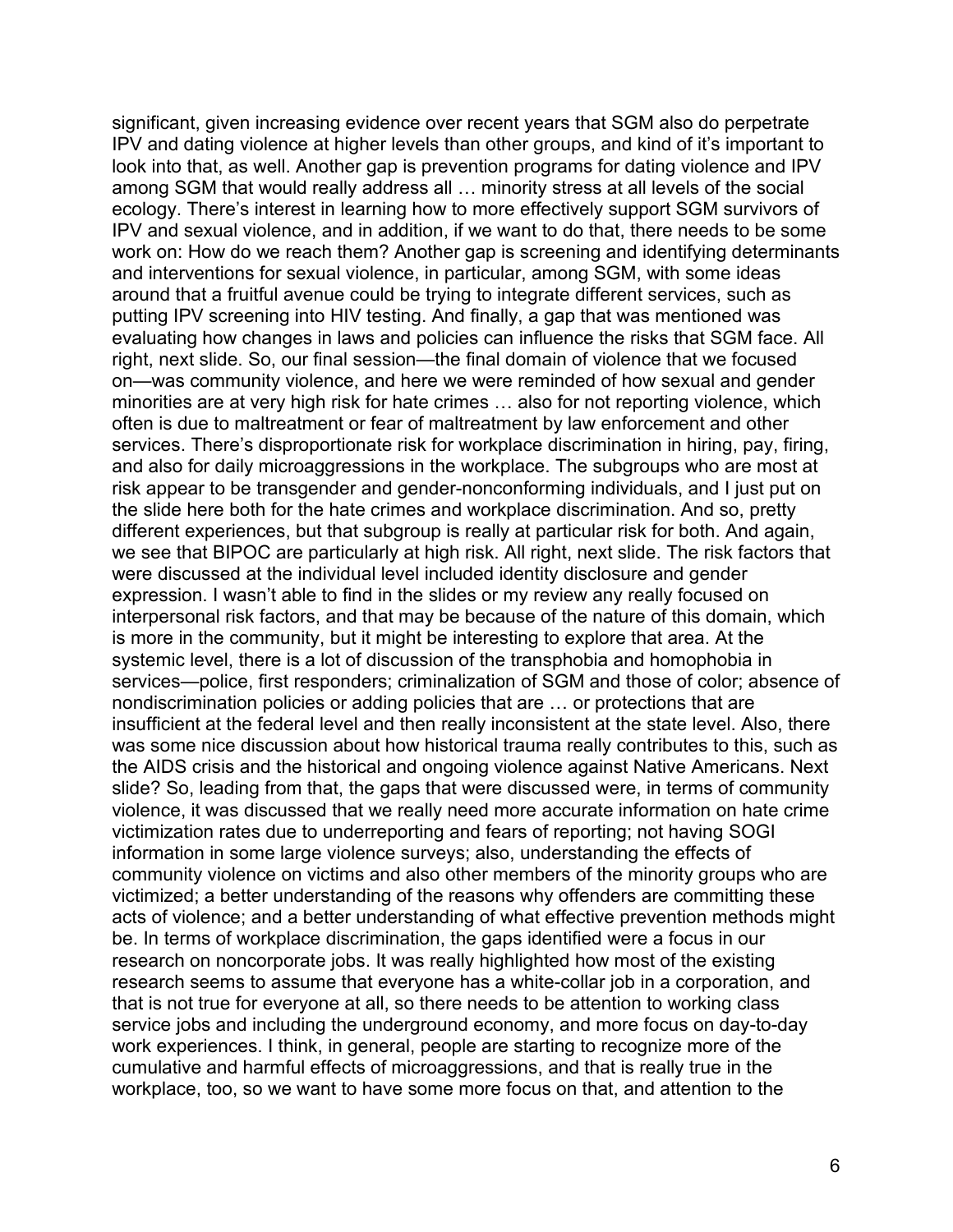significant, given increasing evidence over recent years that SGM also do perpetrate IPV and dating violence at higher levels than other groups, and kind of it's important to look into that, as well. Another gap is prevention programs for dating violence and IPV among SGM that would really address all … minority stress at all levels of the social ecology. There's interest in learning how to more effectively support SGM survivors of IPV and sexual violence, and in addition, if we want to do that, there needs to be some work on: How do we reach them? Another gap is screening and identifying determinants and interventions for sexual violence, in particular, among SGM, with some ideas around that a fruitful avenue could be trying to integrate different services, such as putting IPV screening into HIV testing. And finally, a gap that was mentioned was evaluating how changes in laws and policies can influence the risks that SGM face. All right, next slide. So, our final session—the final domain of violence that we focused on—was community violence, and here we were reminded of how sexual and gender minorities are at very high risk for hate crimes … also for not reporting violence, which often is due to maltreatment or fear of maltreatment by law enforcement and other services. There's disproportionate risk for workplace discrimination in hiring, pay, firing, and also for daily microaggressions in the workplace. The subgroups who are most at risk appear to be transgender and gender-nonconforming individuals, and I just put on the slide here both for the hate crimes and workplace discrimination. And so, pretty different experiences, but that subgroup is really at particular risk for both. And again, we see that BIPOC are particularly at high risk. All right, next slide. The risk factors that were discussed at the individual level included identity disclosure and gender expression. I wasn't able to find in the slides or my review any really focused on interpersonal risk factors, and that may be because of the nature of this domain, which is more in the community, but it might be interesting to explore that area. At the systemic level, there is a lot of discussion of the transphobia and homophobia in services—police, first responders; criminalization of SGM and those of color; absence of nondiscrimination policies or adding policies that are … or protections that are insufficient at the federal level and then really inconsistent at the state level. Also, there was some nice discussion about how historical trauma really contributes to this, such as the AIDS crisis and the historical and ongoing violence against Native Americans. Next slide? So, leading from that, the gaps that were discussed were, in terms of community violence, it was discussed that we really need more accurate information on hate crime victimization rates due to underreporting and fears of reporting; not having SOGI information in some large violence surveys; also, understanding the effects of community violence on victims and also other members of the minority groups who are victimized; a better understanding of the reasons why offenders are committing these acts of violence; and a better understanding of what effective prevention methods might be. In terms of workplace discrimination, the gaps identified were a focus in our research on noncorporate jobs. It was really highlighted how most of the existing research seems to assume that everyone has a white-collar job in a corporation, and that is not true for everyone at all, so there needs to be attention to working class service jobs and including the underground economy, and more focus on day-to-day work experiences. I think, in general, people are starting to recognize more of the cumulative and harmful effects of microaggressions, and that is really true in the workplace, too, so we want to have some more focus on that, and attention to the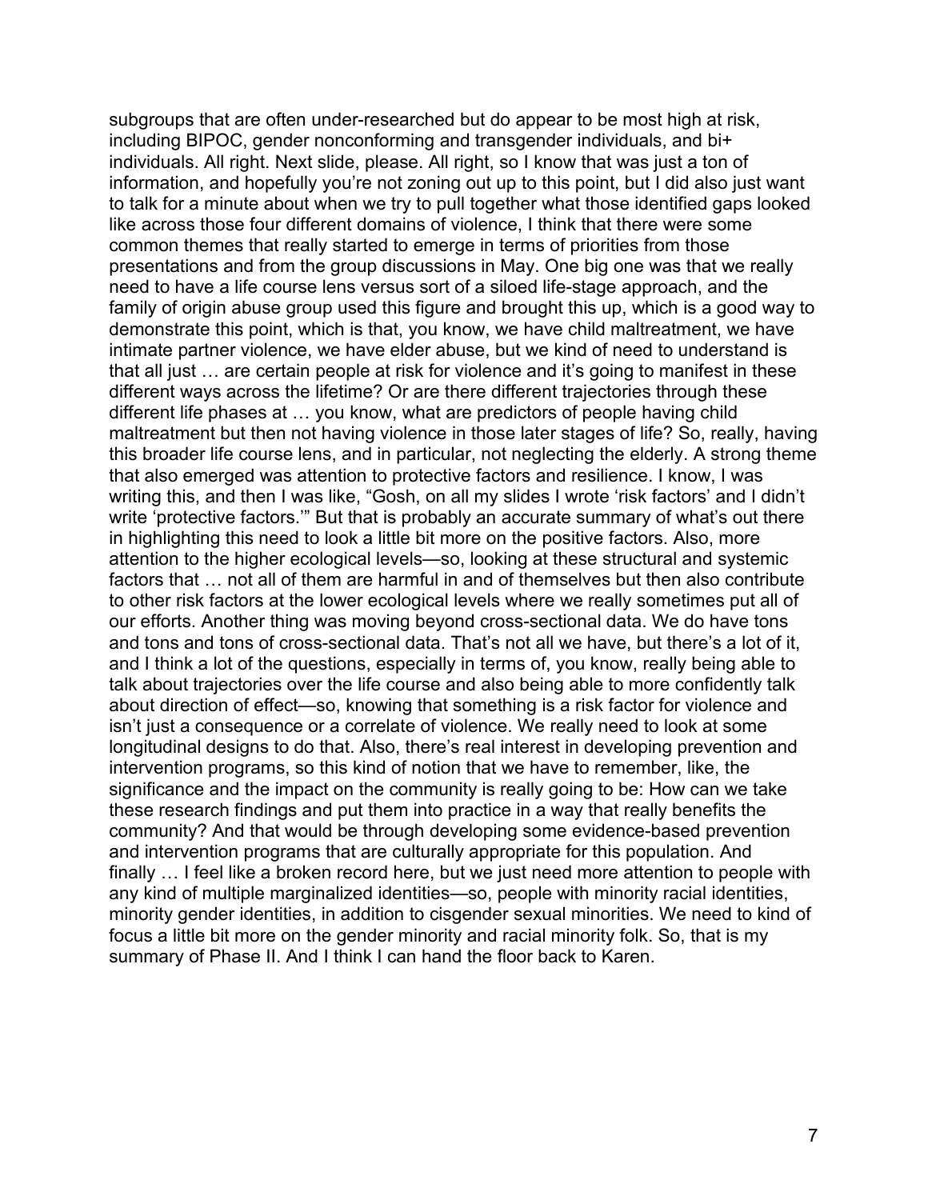subgroups that are often under-researched but do appear to be most high at risk, including BIPOC, gender nonconforming and transgender individuals, and bi+ individuals. All right. Next slide, please. All right, so I know that was just a ton of information, and hopefully you're not zoning out up to this point, but I did also just want to talk for a minute about when we try to pull together what those identified gaps looked like across those four different domains of violence, I think that there were some common themes that really started to emerge in terms of priorities from those presentations and from the group discussions in May. One big one was that we really need to have a life course lens versus sort of a siloed life-stage approach, and the family of origin abuse group used this figure and brought this up, which is a good way to demonstrate this point, which is that, you know, we have child maltreatment, we have intimate partner violence, we have elder abuse, but we kind of need to understand is that all just … are certain people at risk for violence and it's going to manifest in these different ways across the lifetime? Or are there different trajectories through these different life phases at … you know, what are predictors of people having child maltreatment but then not having violence in those later stages of life? So, really, having this broader life course lens, and in particular, not neglecting the elderly. A strong theme that also emerged was attention to protective factors and resilience. I know, I was writing this, and then I was like, "Gosh, on all my slides I wrote 'risk factors' and I didn't write 'protective factors.'" But that is probably an accurate summary of what's out there in highlighting this need to look a little bit more on the positive factors. Also, more attention to the higher ecological levels—so, looking at these structural and systemic factors that … not all of them are harmful in and of themselves but then also contribute to other risk factors at the lower ecological levels where we really sometimes put all of our efforts. Another thing was moving beyond cross-sectional data. We do have tons and tons and tons of cross-sectional data. That's not all we have, but there's a lot of it, and I think a lot of the questions, especially in terms of, you know, really being able to talk about trajectories over the life course and also being able to more confidently talk about direction of effect—so, knowing that something is a risk factor for violence and isn't just a consequence or a correlate of violence. We really need to look at some longitudinal designs to do that. Also, there's real interest in developing prevention and intervention programs, so this kind of notion that we have to remember, like, the significance and the impact on the community is really going to be: How can we take these research findings and put them into practice in a way that really benefits the community? And that would be through developing some evidence-based prevention and intervention programs that are culturally appropriate for this population. And finally … I feel like a broken record here, but we just need more attention to people with any kind of multiple marginalized identities—so, people with minority racial identities, minority gender identities, in addition to cisgender sexual minorities. We need to kind of focus a little bit more on the gender minority and racial minority folk. So, that is my summary of Phase II. And I think I can hand the floor back to Karen.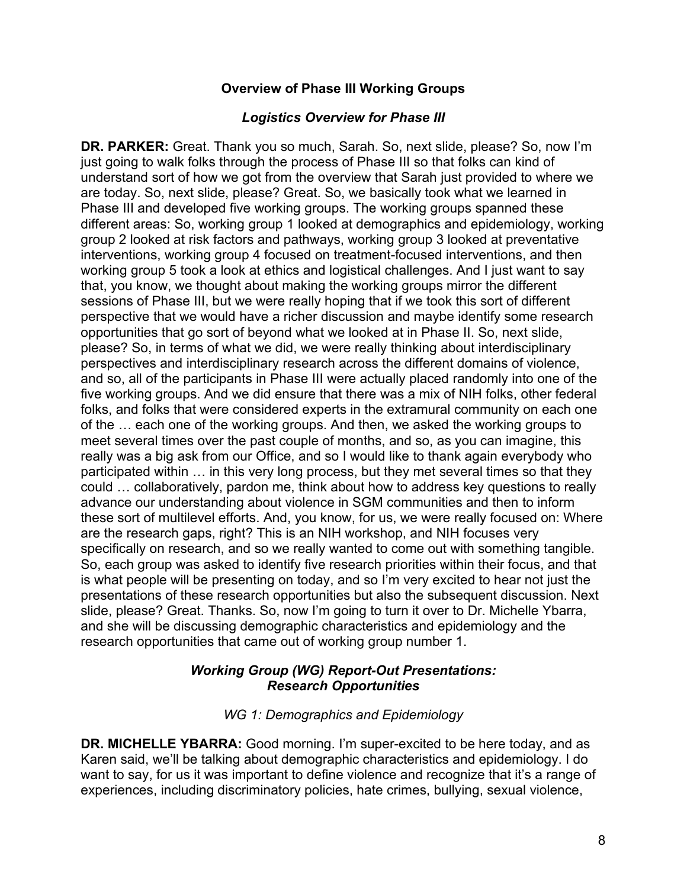## Overview of Phase III Working Groups

### *Logistics Overview for Phase III*

**DR. PARKER:** Great. Thank you so much, Sarah. So, next slide, please? So, now I'm just going to walk folks through the process of Phase III so that folks can kind of understand sort of how we got from the overview that Sarah just provided to where we are today. So, next slide, please? Great. So, we basically took what we learned in Phase III and developed five working groups. The working groups spanned these different areas: So, working group 1 looked at demographics and epidemiology, working group 2 looked at risk factors and pathways, working group 3 looked at preventative interventions, working group 4 focused on treatment-focused interventions, and then working group 5 took a look at ethics and logistical challenges. And I just want to say that, you know, we thought about making the working groups mirror the different sessions of Phase III, but we were really hoping that if we took this sort of different perspective that we would have a richer discussion and maybe identify some research opportunities that go sort of beyond what we looked at in Phase II. So, next slide, please? So, in terms of what we did, we were really thinking about interdisciplinary perspectives and interdisciplinary research across the different domains of violence, and so, all of the participants in Phase III were actually placed randomly into one of the five working groups. And we did ensure that there was a mix of NIH folks, other federal folks, and folks that were considered experts in the extramural community on each one of the … each one of the working groups. And then, we asked the working groups to meet several times over the past couple of months, and so, as you can imagine, this really was a big ask from our Office, and so I would like to thank again everybody who participated within … in this very long process, but they met several times so that they could … collaboratively, pardon me, think about how to address key questions to really advance our understanding about violence in SGM communities and then to inform these sort of multilevel efforts. And, you know, for us, we were really focused on: Where are the research gaps, right? This is an NIH workshop, and NIH focuses very specifically on research, and so we really wanted to come out with something tangible. So, each group was asked to identify five research priorities within their focus, and that is what people will be presenting on today, and so I'm very excited to hear not just the presentations of these research opportunities but also the subsequent discussion. Next slide, please? Great. Thanks. So, now I'm going to turn it over to Dr. Michelle Ybarra, and she will be discussing demographic characteristics and epidemiology and the research opportunities that came out of working group number 1.

### *Working Group (WG) Report-Out Presentations: Research Opportunities*

#### *WG 1: Demographics and Epidemiology*

**DR. MICHELLE YBARRA:** Good morning. I'm super-excited to be here today, and as Karen said, we'll be talking about demographic characteristics and epidemiology. I do want to say, for us it was important to define violence and recognize that it's a range of experiences, including discriminatory policies, hate crimes, bullying, sexual violence,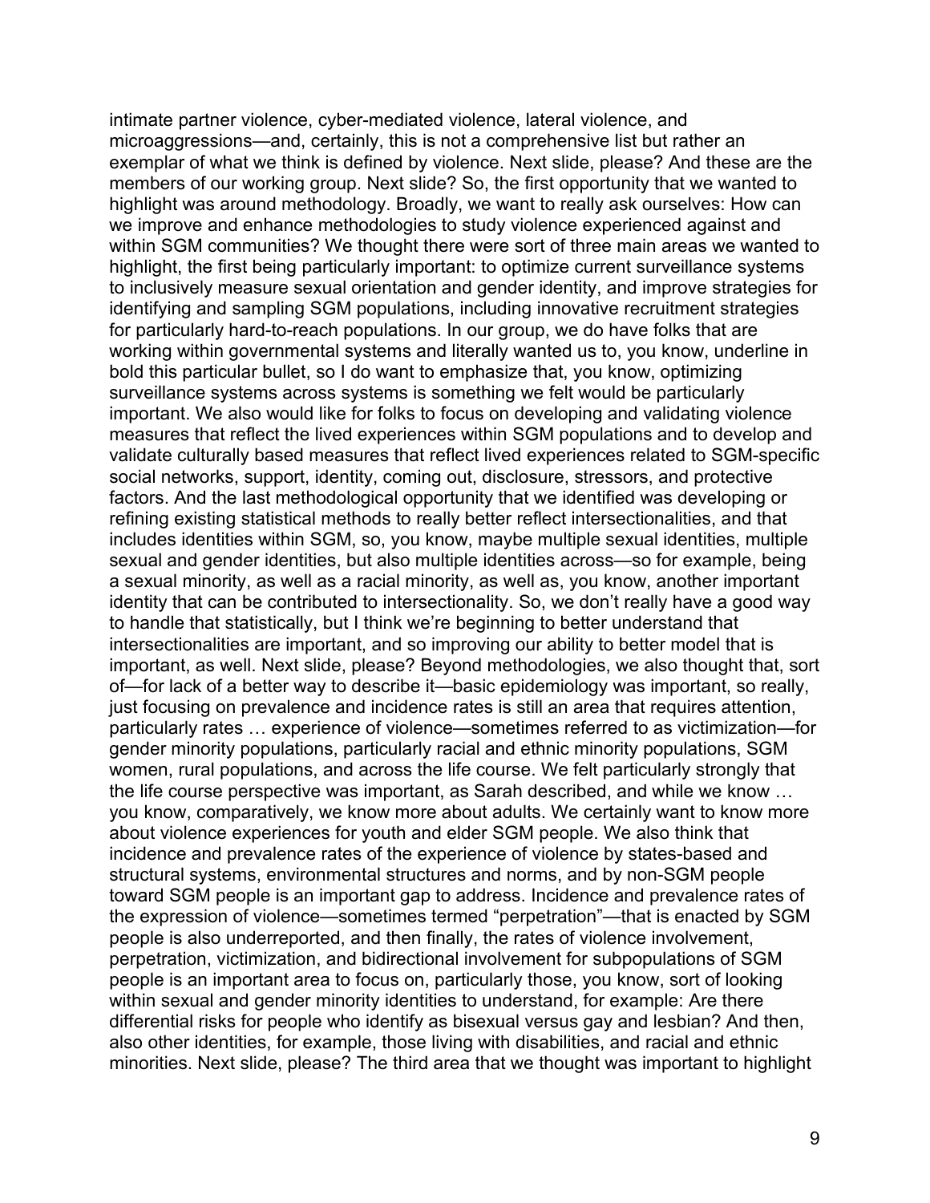intimate partner violence, cyber-mediated violence, lateral violence, and microaggressions—and, certainly, this is not a comprehensive list but rather an exemplar of what we think is defined by violence. Next slide, please? And these are the members of our working group. Next slide? So, the first opportunity that we wanted to highlight was around methodology. Broadly, we want to really ask ourselves: How can we improve and enhance methodologies to study violence experienced against and within SGM communities? We thought there were sort of three main areas we wanted to highlight, the first being particularly important: to optimize current surveillance systems to inclusively measure sexual orientation and gender identity, and improve strategies for identifying and sampling SGM populations, including innovative recruitment strategies for particularly hard-to-reach populations. In our group, we do have folks that are working within governmental systems and literally wanted us to, you know, underline in bold this particular bullet, so I do want to emphasize that, you know, optimizing surveillance systems across systems is something we felt would be particularly important. We also would like for folks to focus on developing and validating violence measures that reflect the lived experiences within SGM populations and to develop and validate culturally based measures that reflect lived experiences related to SGM-specific social networks, support, identity, coming out, disclosure, stressors, and protective factors. And the last methodological opportunity that we identified was developing or refining existing statistical methods to really better reflect intersectionalities, and that includes identities within SGM, so, you know, maybe multiple sexual identities, multiple sexual and gender identities, but also multiple identities across—so for example, being a sexual minority, as well as a racial minority, as well as, you know, another important identity that can be contributed to intersectionality. So, we don't really have a good way to handle that statistically, but I think we're beginning to better understand that intersectionalities are important, and so improving our ability to better model that is important, as well. Next slide, please? Beyond methodologies, we also thought that, sort of—for lack of a better way to describe it—basic epidemiology was important, so really, just focusing on prevalence and incidence rates is still an area that requires attention, particularly rates … experience of violence—sometimes referred to as victimization—for gender minority populations, particularly racial and ethnic minority populations, SGM women, rural populations, and across the life course. We felt particularly strongly that the life course perspective was important, as Sarah described, and while we know … you know, comparatively, we know more about adults. We certainly want to know more about violence experiences for youth and elder SGM people. We also think that incidence and prevalence rates of the experience of violence by states-based and structural systems, environmental structures and norms, and by non-SGM people toward SGM people is an important gap to address. Incidence and prevalence rates of the expression of violence—sometimes termed "perpetration"—that is enacted by SGM people is also underreported, and then finally, the rates of violence involvement, perpetration, victimization, and bidirectional involvement for subpopulations of SGM people is an important area to focus on, particularly those, you know, sort of looking within sexual and gender minority identities to understand, for example: Are there differential risks for people who identify as bisexual versus gay and lesbian? And then, also other identities, for example, those living with disabilities, and racial and ethnic minorities. Next slide, please? The third area that we thought was important to highlight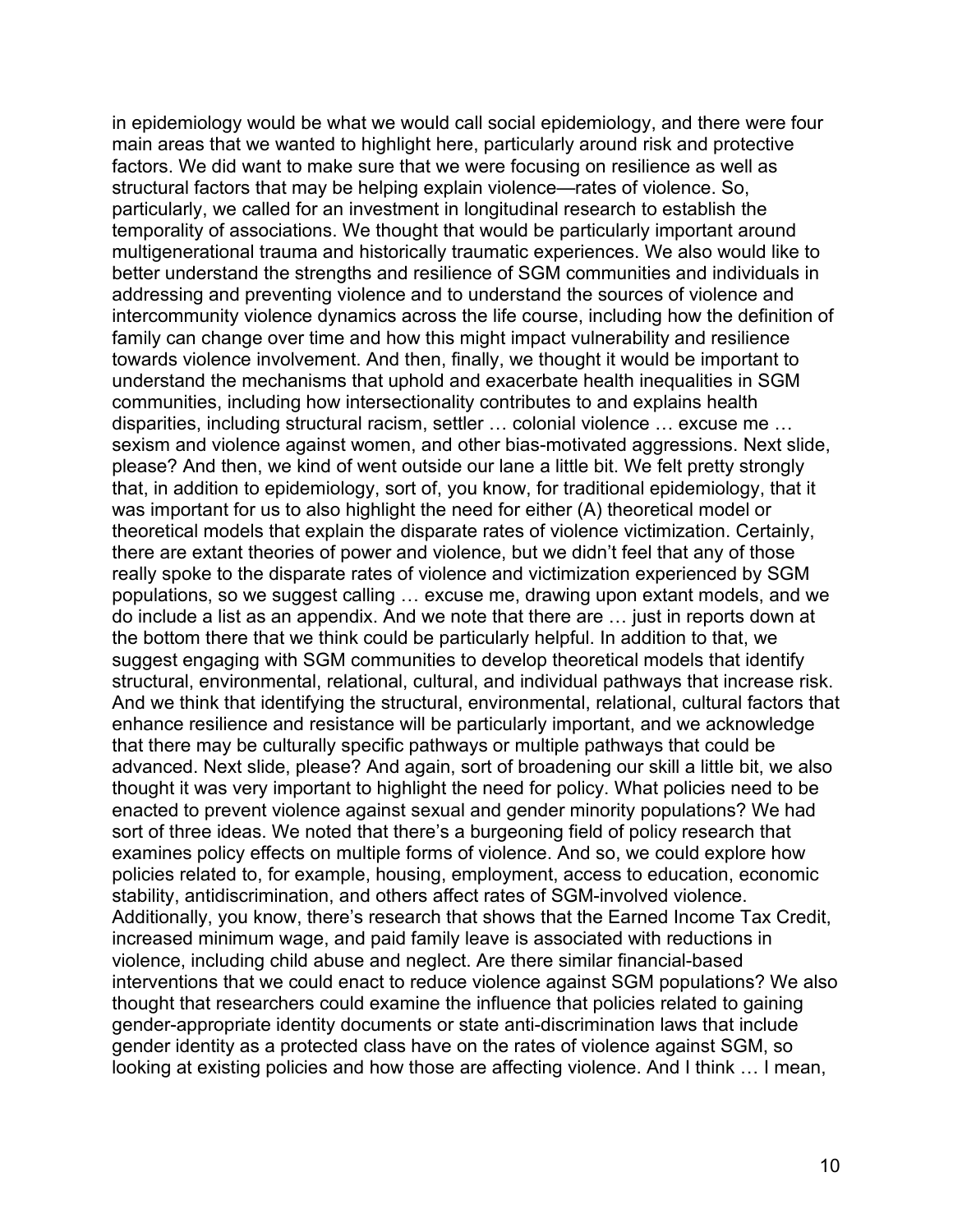in epidemiology would be what we would call social epidemiology, and there were four main areas that we wanted to highlight here, particularly around risk and protective factors. We did want to make sure that we were focusing on resilience as well as structural factors that may be helping explain violence—rates of violence. So, particularly, we called for an investment in longitudinal research to establish the temporality of associations. We thought that would be particularly important around multigenerational trauma and historically traumatic experiences. We also would like to better understand the strengths and resilience of SGM communities and individuals in addressing and preventing violence and to understand the sources of violence and intercommunity violence dynamics across the life course, including how the definition of family can change over time and how this might impact vulnerability and resilience towards violence involvement. And then, finally, we thought it would be important to understand the mechanisms that uphold and exacerbate health inequalities in SGM communities, including how intersectionality contributes to and explains health disparities, including structural racism, settler … colonial violence … excuse me … sexism and violence against women, and other bias-motivated aggressions. Next slide, please? And then, we kind of went outside our lane a little bit. We felt pretty strongly that, in addition to epidemiology, sort of, you know, for traditional epidemiology, that it was important for us to also highlight the need for either (A) theoretical model or theoretical models that explain the disparate rates of violence victimization. Certainly, there are extant theories of power and violence, but we didn't feel that any of those really spoke to the disparate rates of violence and victimization experienced by SGM populations, so we suggest calling … excuse me, drawing upon extant models, and we do include a list as an appendix. And we note that there are … just in reports down at the bottom there that we think could be particularly helpful. In addition to that, we suggest engaging with SGM communities to develop theoretical models that identify structural, environmental, relational, cultural, and individual pathways that increase risk. And we think that identifying the structural, environmental, relational, cultural factors that enhance resilience and resistance will be particularly important, and we acknowledge that there may be culturally specific pathways or multiple pathways that could be advanced. Next slide, please? And again, sort of broadening our skill a little bit, we also thought it was very important to highlight the need for policy. What policies need to be enacted to prevent violence against sexual and gender minority populations? We had sort of three ideas. We noted that there's a burgeoning field of policy research that examines policy effects on multiple forms of violence. And so, we could explore how policies related to, for example, housing, employment, access to education, economic stability, antidiscrimination, and others affect rates of SGM-involved violence. Additionally, you know, there's research that shows that the Earned Income Tax Credit, increased minimum wage, and paid family leave is associated with reductions in violence, including child abuse and neglect. Are there similar financial-based interventions that we could enact to reduce violence against SGM populations? We also thought that researchers could examine the influence that policies related to gaining gender-appropriate identity documents or state anti-discrimination laws that include gender identity as a protected class have on the rates of violence against SGM, so looking at existing policies and how those are affecting violence. And I think … I mean,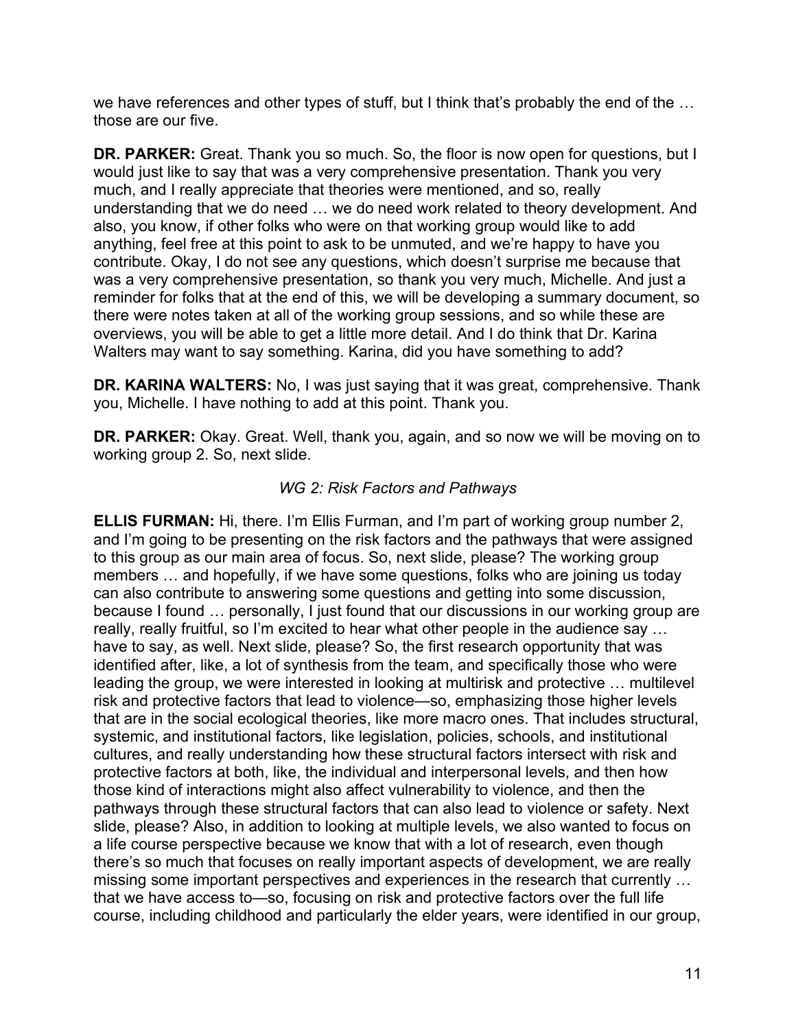we have references and other types of stuff, but I think that's probably the end of the … those are our five.

**DR. PARKER:** Great. Thank you so much. So, the floor is now open for questions, but I would just like to say that was a very comprehensive presentation. Thank you very much, and I really appreciate that theories were mentioned, and so, really understanding that we do need … we do need work related to theory development. And also, you know, if other folks who were on that working group would like to add anything, feel free at this point to ask to be unmuted, and we're happy to have you contribute. Okay, I do not see any questions, which doesn't surprise me because that was a very comprehensive presentation, so thank you very much, Michelle. And just a reminder for folks that at the end of this, we will be developing a summary document, so there were notes taken at all of the working group sessions, and so while these are overviews, you will be able to get a little more detail. And I do think that Dr. Karina Walters may want to say something. Karina, did you have something to add?

**DR. KARINA WALTERS:** No, I was just saying that it was great, comprehensive. Thank you, Michelle. I have nothing to add at this point. Thank you.

**DR. PARKER:** Okay. Great. Well, thank you, again, and so now we will be moving on to working group 2. So, next slide.

*WG 2: Risk Factors and Pathways*

**ELLIS FURMAN:** Hi, there. I'm Ellis Furman, and I'm part of working group number 2, and I'm going to be presenting on the risk factors and the pathways that were assigned to this group as our main area of focus. So, next slide, please? The working group members … and hopefully, if we have some questions, folks who are joining us today can also contribute to answering some questions and getting into some discussion, because I found … personally, I just found that our discussions in our working group are really, really fruitful, so I'm excited to hear what other people in the audience say … have to say, as well. Next slide, please? So, the first research opportunity that was identified after, like, a lot of synthesis from the team, and specifically those who were leading the group, we were interested in looking at multirisk and protective … multilevel risk and protective factors that lead to violence—so, emphasizing those higher levels that are in the social ecological theories, like more macro ones. That includes structural, systemic, and institutional factors, like legislation, policies, schools, and institutional cultures, and really understanding how these structural factors intersect with risk and protective factors at both, like, the individual and interpersonal levels, and then how those kind of interactions might also affect vulnerability to violence, and then the pathways through these structural factors that can also lead to violence or safety. Next slide, please? Also, in addition to looking at multiple levels, we also wanted to focus on a life course perspective because we know that with a lot of research, even though there's so much that focuses on really important aspects of development, we are really missing some important perspectives and experiences in the research that currently … that we have access to—so, focusing on risk and protective factors over the full life course, including childhood and particularly the elder years, were identified in our group,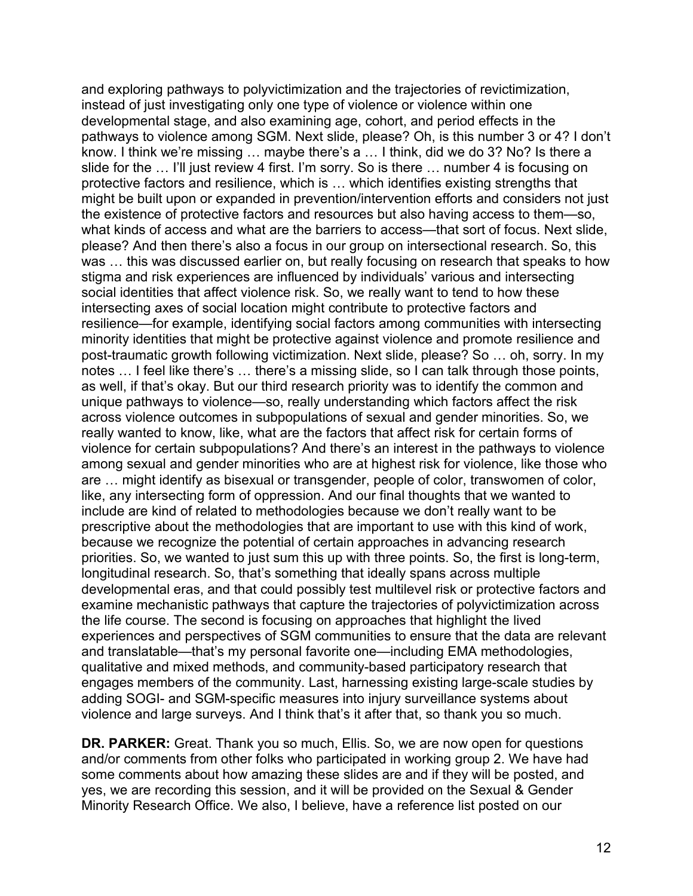and exploring pathways to polyvictimization and the trajectories of revictimization, instead of just investigating only one type of violence or violence within one developmental stage, and also examining age, cohort, and period effects in the pathways to violence among SGM. Next slide, please? Oh, is this number 3 or 4? I don't know. I think we're missing … maybe there's a … I think, did we do 3? No? Is there a slide for the … I'll just review 4 first. I'm sorry. So is there … number 4 is focusing on protective factors and resilience, which is … which identifies existing strengths that might be built upon or expanded in prevention/intervention efforts and considers not just the existence of protective factors and resources but also having access to them—so, what kinds of access and what are the barriers to access—that sort of focus. Next slide, please? And then there's also a focus in our group on intersectional research. So, this was … this was discussed earlier on, but really focusing on research that speaks to how stigma and risk experiences are influenced by individuals' various and intersecting social identities that affect violence risk. So, we really want to tend to how these intersecting axes of social location might contribute to protective factors and resilience—for example, identifying social factors among communities with intersecting minority identities that might be protective against violence and promote resilience and post-traumatic growth following victimization. Next slide, please? So … oh, sorry. In my notes … I feel like there's … there's a missing slide, so I can talk through those points, as well, if that's okay. But our third research priority was to identify the common and unique pathways to violence—so, really understanding which factors affect the risk across violence outcomes in subpopulations of sexual and gender minorities. So, we really wanted to know, like, what are the factors that affect risk for certain forms of violence for certain subpopulations? And there's an interest in the pathways to violence among sexual and gender minorities who are at highest risk for violence, like those who are … might identify as bisexual or transgender, people of color, transwomen of color, like, any intersecting form of oppression. And our final thoughts that we wanted to include are kind of related to methodologies because we don't really want to be prescriptive about the methodologies that are important to use with this kind of work, because we recognize the potential of certain approaches in advancing research priorities. So, we wanted to just sum this up with three points. So, the first is long-term, longitudinal research. So, that's something that ideally spans across multiple developmental eras, and that could possibly test multilevel risk or protective factors and examine mechanistic pathways that capture the trajectories of polyvictimization across the life course. The second is focusing on approaches that highlight the lived experiences and perspectives of SGM communities to ensure that the data are relevant and translatable—that's my personal favorite one—including EMA methodologies, qualitative and mixed methods, and community-based participatory research that engages members of the community. Last, harnessing existing large-scale studies by adding SOGI- and SGM-specific measures into injury surveillance systems about violence and large surveys. And I think that's it after that, so thank you so much.

**DR. PARKER:** Great. Thank you so much, Ellis. So, we are now open for questions and/or comments from other folks who participated in working group 2. We have had some comments about how amazing these slides are and if they will be posted, and yes, we are recording this session, and it will be provided on the Sexual & Gender Minority Research Office. We also, I believe, have a reference list posted on our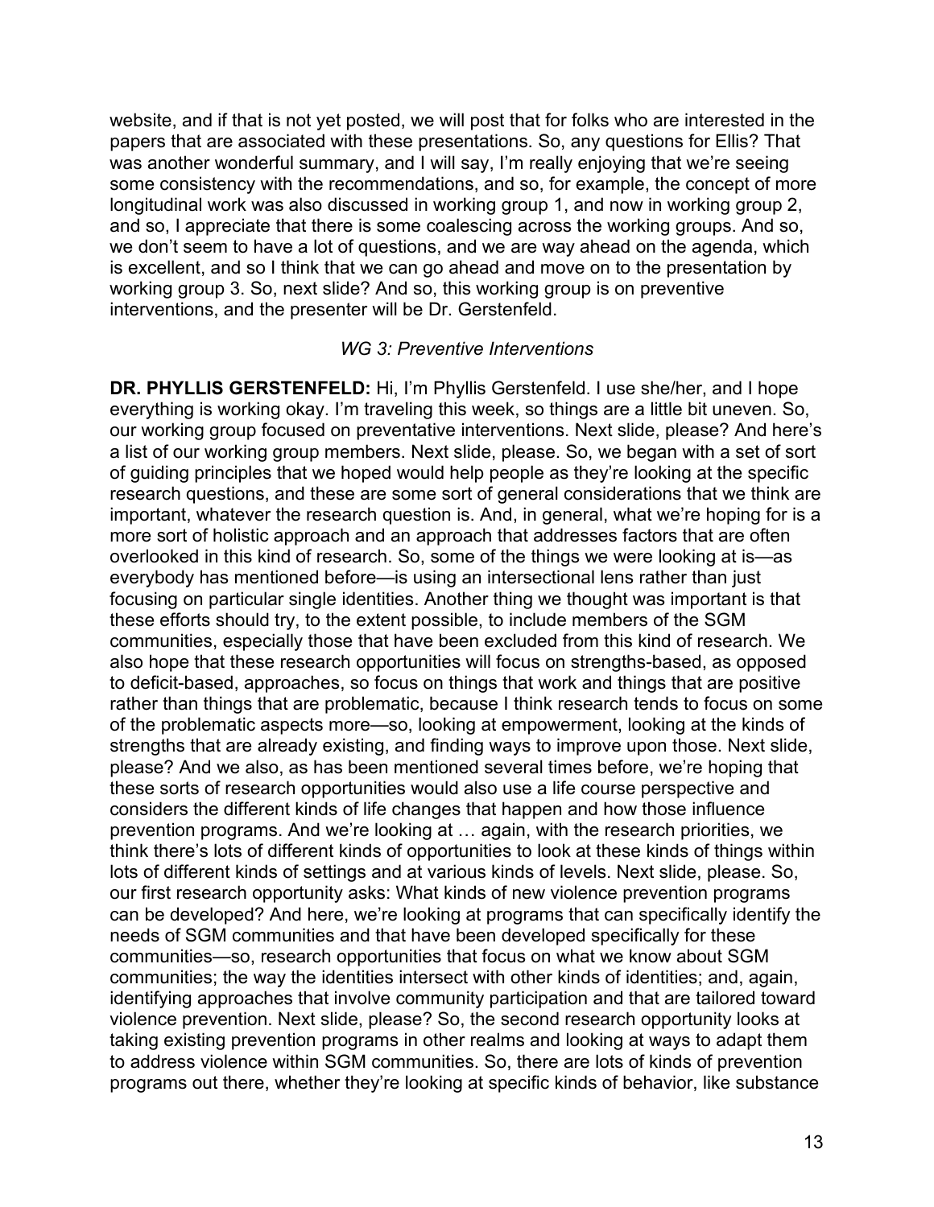website, and if that is not yet posted, we will post that for folks who are interested in the papers that are associated with these presentations. So, any questions for Ellis? That was another wonderful summary, and I will say, I'm really enjoying that we're seeing some consistency with the recommendations, and so, for example, the concept of more longitudinal work was also discussed in working group 1, and now in working group 2, and so, I appreciate that there is some coalescing across the working groups. And so, we don't seem to have a lot of questions, and we are way ahead on the agenda, which is excellent, and so I think that we can go ahead and move on to the presentation by working group 3. So, next slide? And so, this working group is on preventive interventions, and the presenter will be Dr. Gerstenfeld.

### *WG 3: Preventive Interventions*

**DR. PHYLLIS GERSTENFELD:** Hi, I'm Phyllis Gerstenfeld. I use she/her, and I hope everything is working okay. I'm traveling this week, so things are a little bit uneven. So, our working group focused on preventative interventions. Next slide, please? And here's a list of our working group members. Next slide, please. So, we began with a set of sort of guiding principles that we hoped would help people as they're looking at the specific research questions, and these are some sort of general considerations that we think are important, whatever the research question is. And, in general, what we're hoping for is a more sort of holistic approach and an approach that addresses factors that are often overlooked in this kind of research. So, some of the things we were looking at is—as everybody has mentioned before—is using an intersectional lens rather than just focusing on particular single identities. Another thing we thought was important is that these efforts should try, to the extent possible, to include members of the SGM communities, especially those that have been excluded from this kind of research. We also hope that these research opportunities will focus on strengths-based, as opposed to deficit-based, approaches, so focus on things that work and things that are positive rather than things that are problematic, because I think research tends to focus on some of the problematic aspects more—so, looking at empowerment, looking at the kinds of strengths that are already existing, and finding ways to improve upon those. Next slide, please? And we also, as has been mentioned several times before, we're hoping that these sorts of research opportunities would also use a life course perspective and considers the different kinds of life changes that happen and how those influence prevention programs. And we're looking at … again, with the research priorities, we think there's lots of different kinds of opportunities to look at these kinds of things within lots of different kinds of settings and at various kinds of levels. Next slide, please. So, our first research opportunity asks: What kinds of new violence prevention programs can be developed? And here, we're looking at programs that can specifically identify the needs of SGM communities and that have been developed specifically for these communities—so, research opportunities that focus on what we know about SGM communities; the way the identities intersect with other kinds of identities; and, again, identifying approaches that involve community participation and that are tailored toward violence prevention. Next slide, please? So, the second research opportunity looks at taking existing prevention programs in other realms and looking at ways to adapt them to address violence within SGM communities. So, there are lots of kinds of prevention programs out there, whether they're looking at specific kinds of behavior, like substance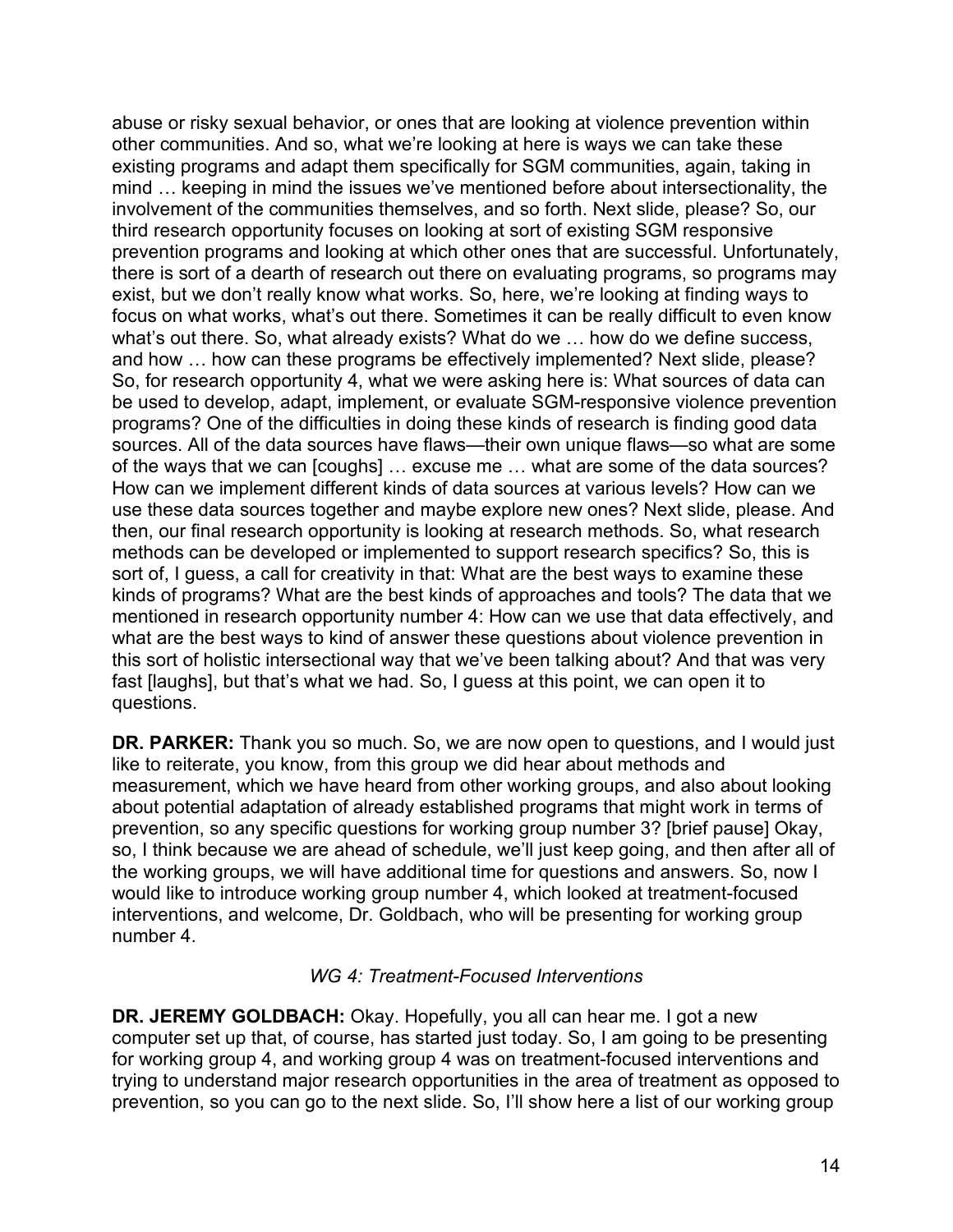abuse or risky sexual behavior, or ones that are looking at violence prevention within other communities. And so, what we're looking at here is ways we can take these existing programs and adapt them specifically for SGM communities, again, taking in mind … keeping in mind the issues we've mentioned before about intersectionality, the involvement of the communities themselves, and so forth. Next slide, please? So, our third research opportunity focuses on looking at sort of existing SGM responsive prevention programs and looking at which other ones that are successful. Unfortunately, there is sort of a dearth of research out there on evaluating programs, so programs may exist, but we don't really know what works. So, here, we're looking at finding ways to focus on what works, what's out there. Sometimes it can be really difficult to even know what's out there. So, what already exists? What do we … how do we define success, and how … how can these programs be effectively implemented? Next slide, please? So, for research opportunity 4, what we were asking here is: What sources of data can be used to develop, adapt, implement, or evaluate SGM-responsive violence prevention programs? One of the difficulties in doing these kinds of research is finding good data sources. All of the data sources have flaws—their own unique flaws—so what are some of the ways that we can [coughs] … excuse me … what are some of the data sources? How can we implement different kinds of data sources at various levels? How can we use these data sources together and maybe explore new ones? Next slide, please. And then, our final research opportunity is looking at research methods. So, what research methods can be developed or implemented to support research specifics? So, this is sort of, I guess, a call for creativity in that: What are the best ways to examine these kinds of programs? What are the best kinds of approaches and tools? The data that we mentioned in research opportunity number 4: How can we use that data effectively, and what are the best ways to kind of answer these questions about violence prevention in this sort of holistic intersectional way that we've been talking about? And that was very fast [laughs], but that's what we had. So, I guess at this point, we can open it to questions.

**DR. PARKER:** Thank you so much. So, we are now open to questions, and I would just like to reiterate, you know, from this group we did hear about methods and measurement, which we have heard from other working groups, and also about looking about potential adaptation of already established programs that might work in terms of prevention, so any specific questions for working group number 3? [brief pause] Okay, so, I think because we are ahead of schedule, we'll just keep going, and then after all of the working groups, we will have additional time for questions and answers. So, now I would like to introduce working group number 4, which looked at treatment-focused interventions, and welcome, Dr. Goldbach, who will be presenting for working group number 4.

*WG 4: Treatment-Focused Interventions*

**DR. JEREMY GOLDBACH:** Okay. Hopefully, you all can hear me. I got a new computer set up that, of course, has started just today. So, I am going to be presenting for working group 4, and working group 4 was on treatment-focused interventions and trying to understand major research opportunities in the area of treatment as opposed to prevention, so you can go to the next slide. So, I'll show here a list of our working group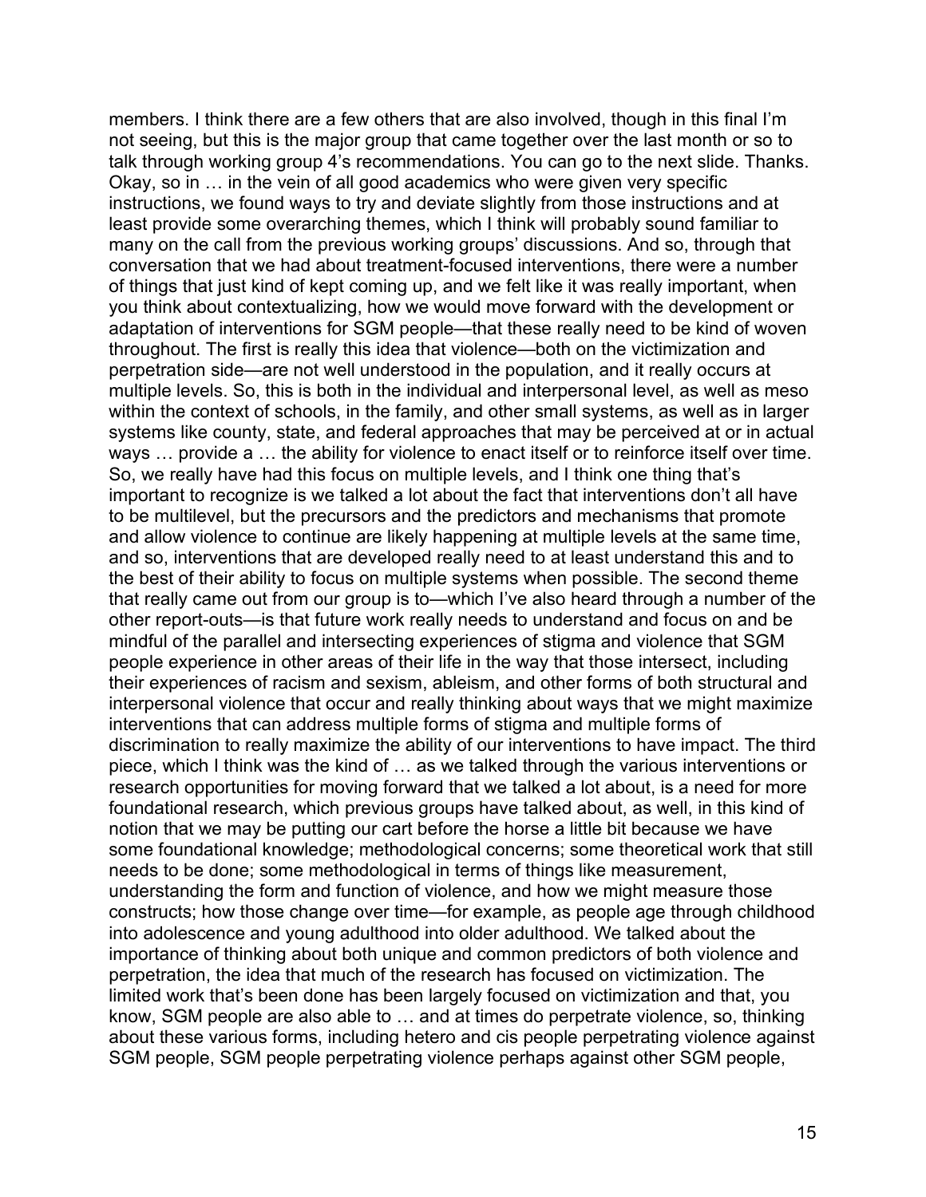members. I think there are a few others that are also involved, though in this final I'm not seeing, but this is the major group that came together over the last month or so to talk through working group 4's recommendations. You can go to the next slide. Thanks. Okay, so in … in the vein of all good academics who were given very specific instructions, we found ways to try and deviate slightly from those instructions and at least provide some overarching themes, which I think will probably sound familiar to many on the call from the previous working groups' discussions. And so, through that conversation that we had about treatment-focused interventions, there were a number of things that just kind of kept coming up, and we felt like it was really important, when you think about contextualizing, how we would move forward with the development or adaptation of interventions for SGM people—that these really need to be kind of woven throughout. The first is really this idea that violence—both on the victimization and perpetration side—are not well understood in the population, and it really occurs at multiple levels. So, this is both in the individual and interpersonal level, as well as meso within the context of schools, in the family, and other small systems, as well as in larger systems like county, state, and federal approaches that may be perceived at or in actual ways … provide a … the ability for violence to enact itself or to reinforce itself over time. So, we really have had this focus on multiple levels, and I think one thing that's important to recognize is we talked a lot about the fact that interventions don't all have to be multilevel, but the precursors and the predictors and mechanisms that promote and allow violence to continue are likely happening at multiple levels at the same time, and so, interventions that are developed really need to at least understand this and to the best of their ability to focus on multiple systems when possible. The second theme that really came out from our group is to—which I've also heard through a number of the other report-outs—is that future work really needs to understand and focus on and be mindful of the parallel and intersecting experiences of stigma and violence that SGM people experience in other areas of their life in the way that those intersect, including their experiences of racism and sexism, ableism, and other forms of both structural and interpersonal violence that occur and really thinking about ways that we might maximize interventions that can address multiple forms of stigma and multiple forms of discrimination to really maximize the ability of our interventions to have impact. The third piece, which I think was the kind of … as we talked through the various interventions or research opportunities for moving forward that we talked a lot about, is a need for more foundational research, which previous groups have talked about, as well, in this kind of notion that we may be putting our cart before the horse a little bit because we have some foundational knowledge; methodological concerns; some theoretical work that still needs to be done; some methodological in terms of things like measurement, understanding the form and function of violence, and how we might measure those constructs; how those change over time—for example, as people age through childhood into adolescence and young adulthood into older adulthood. We talked about the importance of thinking about both unique and common predictors of both violence and perpetration, the idea that much of the research has focused on victimization. The limited work that's been done has been largely focused on victimization and that, you know, SGM people are also able to … and at times do perpetrate violence, so, thinking about these various forms, including hetero and cis people perpetrating violence against SGM people, SGM people perpetrating violence perhaps against other SGM people,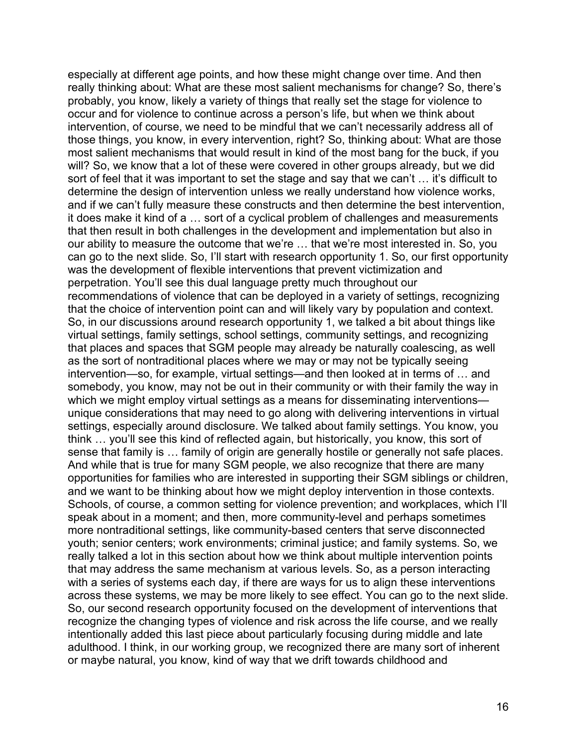especially at different age points, and how these might change over time. And then really thinking about: What are these most salient mechanisms for change? So, there's probably, you know, likely a variety of things that really set the stage for violence to occur and for violence to continue across a person's life, but when we think about intervention, of course, we need to be mindful that we can't necessarily address all of those things, you know, in every intervention, right? So, thinking about: What are those most salient mechanisms that would result in kind of the most bang for the buck, if you will? So, we know that a lot of these were covered in other groups already, but we did sort of feel that it was important to set the stage and say that we can't … it's difficult to determine the design of intervention unless we really understand how violence works, and if we can't fully measure these constructs and then determine the best intervention, it does make it kind of a … sort of a cyclical problem of challenges and measurements that then result in both challenges in the development and implementation but also in our ability to measure the outcome that we're … that we're most interested in. So, you can go to the next slide. So, I'll start with research opportunity 1. So, our first opportunity was the development of flexible interventions that prevent victimization and perpetration. You'll see this dual language pretty much throughout our recommendations of violence that can be deployed in a variety of settings, recognizing that the choice of intervention point can and will likely vary by population and context. So, in our discussions around research opportunity 1, we talked a bit about things like virtual settings, family settings, school settings, community settings, and recognizing that places and spaces that SGM people may already be naturally coalescing, as well as the sort of nontraditional places where we may or may not be typically seeing intervention—so, for example, virtual settings—and then looked at in terms of … and somebody, you know, may not be out in their community or with their family the way in which we might employ virtual settings as a means for disseminating interventions—unique considerations that may need to go along with delivering interventions in virtual settings, especially around disclosure. We talked about family settings. You know, you think … you'll see this kind of reflected again, but historically, you know, this sort of sense that family is … family of origin are generally hostile or generally not safe places. And while that is true for many SGM people, we also recognize that there are many opportunities for families who are interested in supporting their SGM siblings or children, and we want to be thinking about how we might deploy intervention in those contexts. Schools, of course, a common setting for violence prevention; and workplaces, which I'll speak about in a moment; and then, more community-level and perhaps sometimes more nontraditional settings, like community-based centers that serve disconnected youth; senior centers; work environments; criminal justice; and family systems. So, we really talked a lot in this section about how we think about multiple intervention points that may address the same mechanism at various levels. So, as a person interacting with a series of systems each day, if there are ways for us to align these interventions across these systems, we may be more likely to see effect. You can go to the next slide. So, our second research opportunity focused on the development of interventions that recognize the changing types of violence and risk across the life course, and we really intentionally added this last piece about particularly focusing during middle and late adulthood. I think, in our working group, we recognized there are many sort of inherent or maybe natural, you know, kind of way that we drift towards childhood and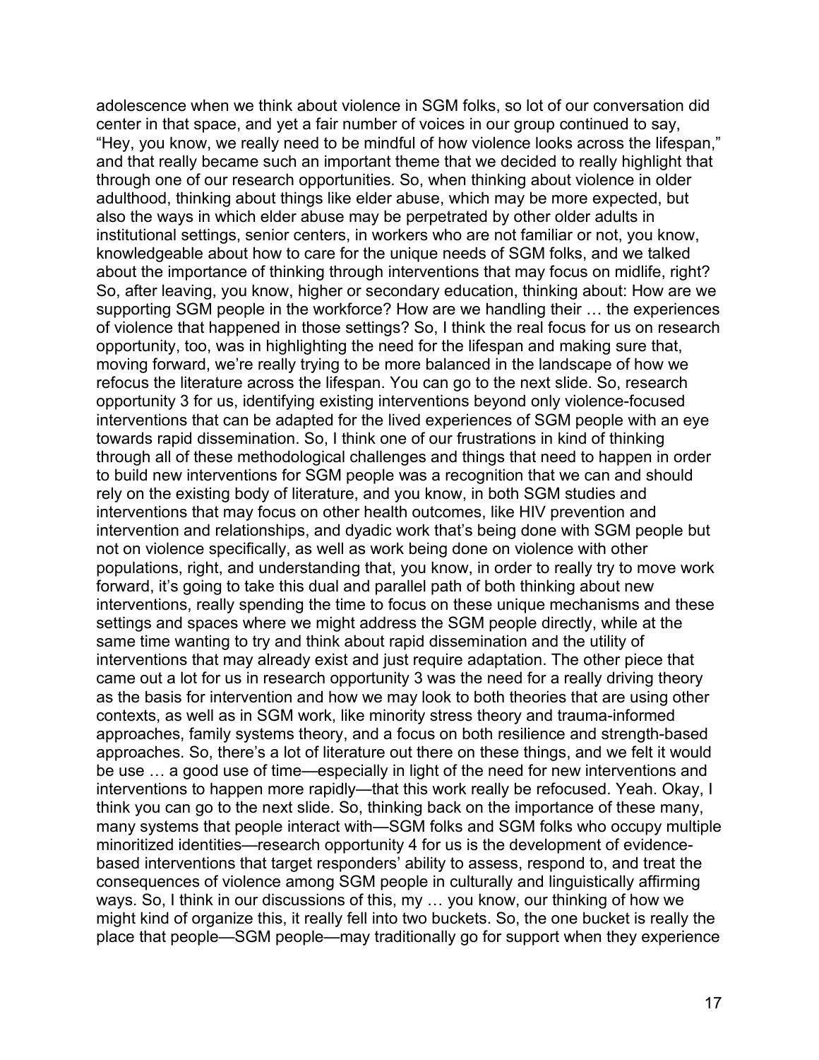adolescence when we think about violence in SGM folks, so lot of our conversation did center in that space, and yet a fair number of voices in our group continued to say, "Hey, you know, we really need to be mindful of how violence looks across the lifespan," and that really became such an important theme that we decided to really highlight that through one of our research opportunities. So, when thinking about violence in older adulthood, thinking about things like elder abuse, which may be more expected, but also the ways in which elder abuse may be perpetrated by other older adults in institutional settings, senior centers, in workers who are not familiar or not, you know, knowledgeable about how to care for the unique needs of SGM folks, and we talked about the importance of thinking through interventions that may focus on midlife, right? So, after leaving, you know, higher or secondary education, thinking about: How are we supporting SGM people in the workforce? How are we handling their … the experiences of violence that happened in those settings? So, I think the real focus for us on research opportunity, too, was in highlighting the need for the lifespan and making sure that, moving forward, we're really trying to be more balanced in the landscape of how we refocus the literature across the lifespan. You can go to the next slide. So, research opportunity 3 for us, identifying existing interventions beyond only violence-focused interventions that can be adapted for the lived experiences of SGM people with an eye towards rapid dissemination. So, I think one of our frustrations in kind of thinking through all of these methodological challenges and things that need to happen in order to build new interventions for SGM people was a recognition that we can and should rely on the existing body of literature, and you know, in both SGM studies and interventions that may focus on other health outcomes, like HIV prevention and intervention and relationships, and dyadic work that's being done with SGM people but not on violence specifically, as well as work being done on violence with other populations, right, and understanding that, you know, in order to really try to move work forward, it's going to take this dual and parallel path of both thinking about new interventions, really spending the time to focus on these unique mechanisms and these settings and spaces where we might address the SGM people directly, while at the same time wanting to try and think about rapid dissemination and the utility of interventions that may already exist and just require adaptation. The other piece that came out a lot for us in research opportunity 3 was the need for a really driving theory as the basis for intervention and how we may look to both theories that are using other contexts, as well as in SGM work, like minority stress theory and trauma-informed approaches, family systems theory, and a focus on both resilience and strength-based approaches. So, there's a lot of literature out there on these things, and we felt it would be use … a good use of time—especially in light of the need for new interventions and interventions to happen more rapidly—that this work really be refocused. Yeah. Okay, I think you can go to the next slide. So, thinking back on the importance of these many, many systems that people interact with—SGM folks and SGM folks who occupy multiple minoritized identities—research opportunity 4 for us is the development of evidence-based interventions that target responders' ability to assess, respond to, and treat the consequences of violence among SGM people in culturally and linguistically affirming ways. So, I think in our discussions of this, my … you know, our thinking of how we might kind of organize this, it really fell into two buckets. So, the one bucket is really the place that people—SGM people—may traditionally go for support when they experience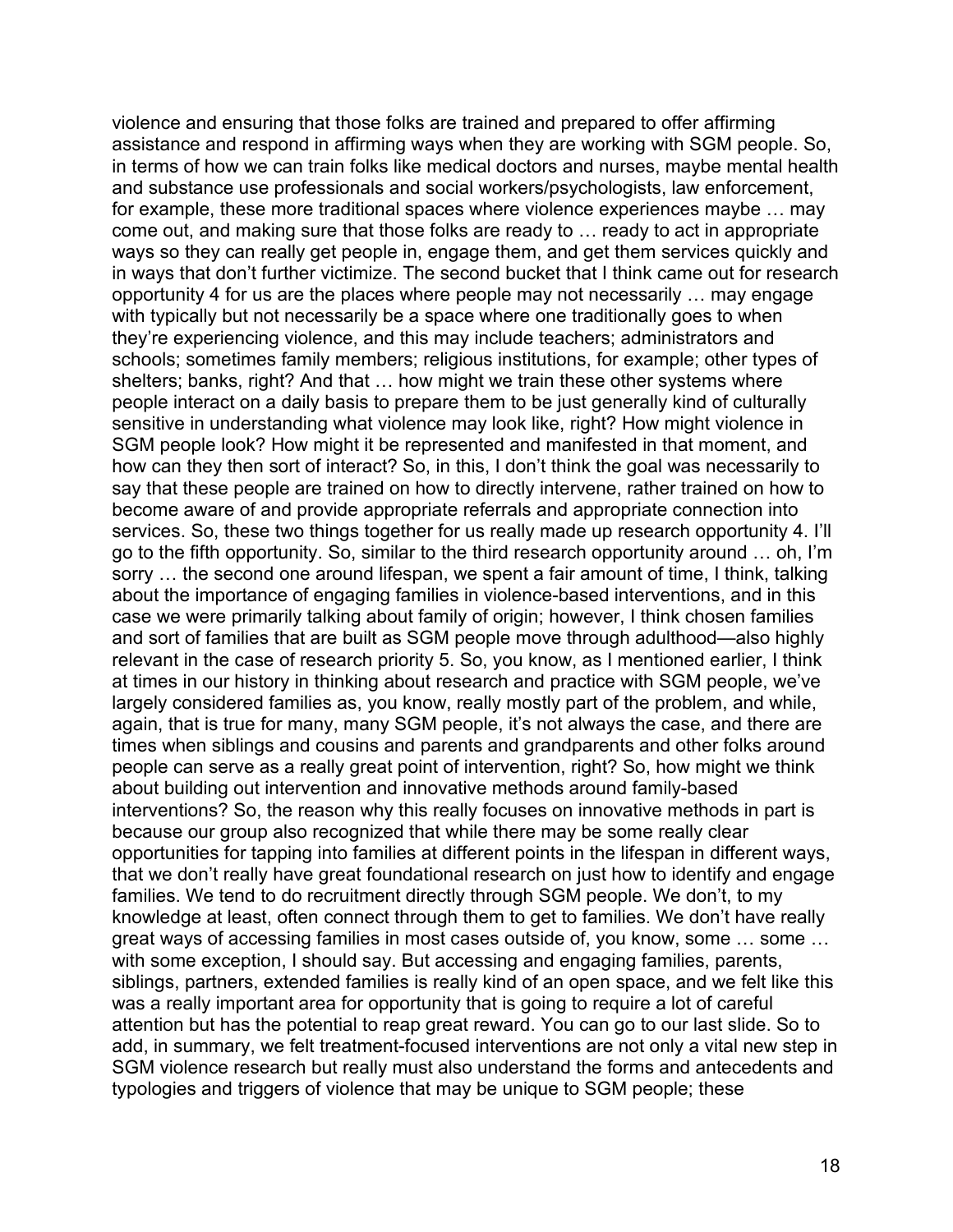violence and ensuring that those folks are trained and prepared to offer affirming assistance and respond in affirming ways when they are working with SGM people. So, in terms of how we can train folks like medical doctors and nurses, maybe mental health and substance use professionals and social workers/psychologists, law enforcement, for example, these more traditional spaces where violence experiences maybe … may come out, and making sure that those folks are ready to … ready to act in appropriate ways so they can really get people in, engage them, and get them services quickly and in ways that don't further victimize. The second bucket that I think came out for research opportunity 4 for us are the places where people may not necessarily … may engage with typically but not necessarily be a space where one traditionally goes to when they're experiencing violence, and this may include teachers; administrators and schools; sometimes family members; religious institutions, for example; other types of shelters; banks, right? And that … how might we train these other systems where people interact on a daily basis to prepare them to be just generally kind of culturally sensitive in understanding what violence may look like, right? How might violence in SGM people look? How might it be represented and manifested in that moment, and how can they then sort of interact? So, in this, I don't think the goal was necessarily to say that these people are trained on how to directly intervene, rather trained on how to become aware of and provide appropriate referrals and appropriate connection into services. So, these two things together for us really made up research opportunity 4. I'll go to the fifth opportunity. So, similar to the third research opportunity around … oh, I'm sorry … the second one around lifespan, we spent a fair amount of time, I think, talking about the importance of engaging families in violence-based interventions, and in this case we were primarily talking about family of origin; however, I think chosen families and sort of families that are built as SGM people move through adulthood—also highly relevant in the case of research priority 5. So, you know, as I mentioned earlier, I think at times in our history in thinking about research and practice with SGM people, we've largely considered families as, you know, really mostly part of the problem, and while, again, that is true for many, many SGM people, it's not always the case, and there are times when siblings and cousins and parents and grandparents and other folks around people can serve as a really great point of intervention, right? So, how might we think about building out intervention and innovative methods around family-based interventions? So, the reason why this really focuses on innovative methods in part is because our group also recognized that while there may be some really clear opportunities for tapping into families at different points in the lifespan in different ways, that we don't really have great foundational research on just how to identify and engage families. We tend to do recruitment directly through SGM people. We don't, to my knowledge at least, often connect through them to get to families. We don't have really great ways of accessing families in most cases outside of, you know, some … some … with some exception, I should say. But accessing and engaging families, parents, siblings, partners, extended families is really kind of an open space, and we felt like this was a really important area for opportunity that is going to require a lot of careful attention but has the potential to reap great reward. You can go to our last slide. So to add, in summary, we felt treatment-focused interventions are not only a vital new step in SGM violence research but really must also understand the forms and antecedents and typologies and triggers of violence that may be unique to SGM people; these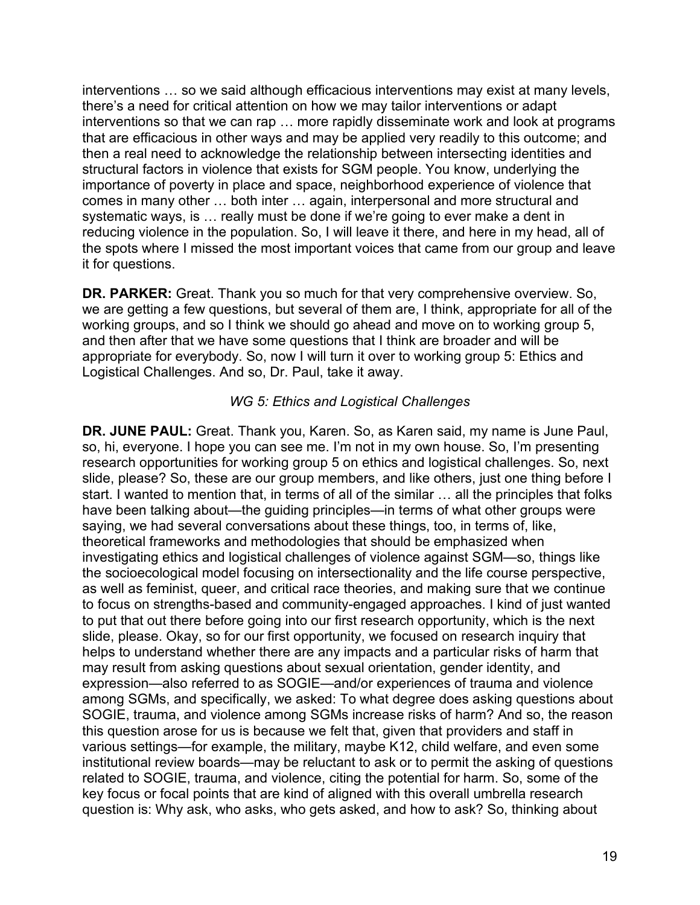interventions … so we said although efficacious interventions may exist at many levels, there's a need for critical attention on how we may tailor interventions or adapt interventions so that we can rap … more rapidly disseminate work and look at programs that are efficacious in other ways and may be applied very readily to this outcome; and then a real need to acknowledge the relationship between intersecting identities and structural factors in violence that exists for SGM people. You know, underlying the importance of poverty in place and space, neighborhood experience of violence that comes in many other … both inter … again, interpersonal and more structural and systematic ways, is … really must be done if we're going to ever make a dent in reducing violence in the population. So, I will leave it there, and here in my head, all of the spots where I missed the most important voices that came from our group and leave it for questions.

**DR. PARKER:** Great. Thank you so much for that very comprehensive overview. So, we are getting a few questions, but several of them are, I think, appropriate for all of the working groups, and so I think we should go ahead and move on to working group 5, and then after that we have some questions that I think are broader and will be appropriate for everybody. So, now I will turn it over to working group 5: Ethics and Logistical Challenges. And so, Dr. Paul, take it away.

*WG 5: Ethics and Logistical Challenges*

**DR. JUNE PAUL:** Great. Thank you, Karen. So, as Karen said, my name is June Paul, so, hi, everyone. I hope you can see me. I'm not in my own house. So, I'm presenting research opportunities for working group 5 on ethics and logistical challenges. So, next slide, please? So, these are our group members, and like others, just one thing before I start. I wanted to mention that, in terms of all of the similar … all the principles that folks have been talking about—the guiding principles—in terms of what other groups were saying, we had several conversations about these things, too, in terms of, like, theoretical frameworks and methodologies that should be emphasized when investigating ethics and logistical challenges of violence against SGM—so, things like the socioecological model focusing on intersectionality and the life course perspective, as well as feminist, queer, and critical race theories, and making sure that we continue to focus on strengths-based and community-engaged approaches. I kind of just wanted to put that out there before going into our first research opportunity, which is the next slide, please. Okay, so for our first opportunity, we focused on research inquiry that helps to understand whether there are any impacts and a particular risks of harm that may result from asking questions about sexual orientation, gender identity, and expression—also referred to as SOGIE—and/or experiences of trauma and violence among SGMs, and specifically, we asked: To what degree does asking questions about SOGIE, trauma, and violence among SGMs increase risks of harm? And so, the reason this question arose for us is because we felt that, given that providers and staff in various settings—for example, the military, maybe K12, child welfare, and even some institutional review boards—may be reluctant to ask or to permit the asking of questions related to SOGIE, trauma, and violence, citing the potential for harm. So, some of the key focus or focal points that are kind of aligned with this overall umbrella research question is: Why ask, who asks, who gets asked, and how to ask? So, thinking about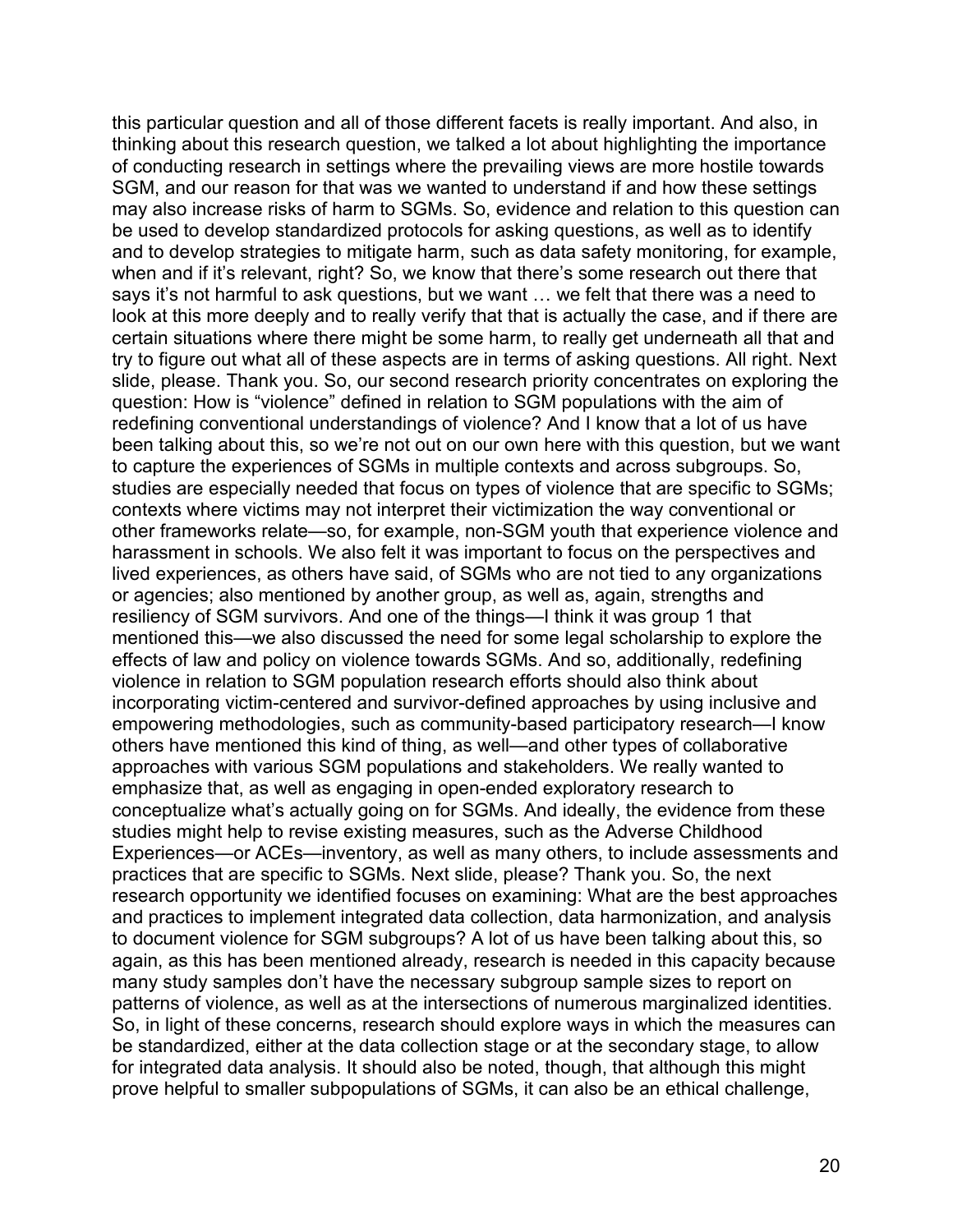this particular question and all of those different facets is really important. And also, in thinking about this research question, we talked a lot about highlighting the importance of conducting research in settings where the prevailing views are more hostile towards SGM, and our reason for that was we wanted to understand if and how these settings may also increase risks of harm to SGMs. So, evidence and relation to this question can be used to develop standardized protocols for asking questions, as well as to identify and to develop strategies to mitigate harm, such as data safety monitoring, for example, when and if it's relevant, right? So, we know that there's some research out there that says it's not harmful to ask questions, but we want … we felt that there was a need to look at this more deeply and to really verify that that is actually the case, and if there are certain situations where there might be some harm, to really get underneath all that and try to figure out what all of these aspects are in terms of asking questions. All right. Next slide, please. Thank you. So, our second research priority concentrates on exploring the question: How is "violence" defined in relation to SGM populations with the aim of redefining conventional understandings of violence? And I know that a lot of us have been talking about this, so we're not out on our own here with this question, but we want to capture the experiences of SGMs in multiple contexts and across subgroups. So, studies are especially needed that focus on types of violence that are specific to SGMs; contexts where victims may not interpret their victimization the way conventional or other frameworks relate—so, for example, non-SGM youth that experience violence and harassment in schools. We also felt it was important to focus on the perspectives and lived experiences, as others have said, of SGMs who are not tied to any organizations or agencies; also mentioned by another group, as well as, again, strengths and resiliency of SGM survivors. And one of the things—I think it was group 1 that mentioned this—we also discussed the need for some legal scholarship to explore the effects of law and policy on violence towards SGMs. And so, additionally, redefining violence in relation to SGM population research efforts should also think about incorporating victim-centered and survivor-defined approaches by using inclusive and empowering methodologies, such as community-based participatory research—I know others have mentioned this kind of thing, as well—and other types of collaborative approaches with various SGM populations and stakeholders. We really wanted to emphasize that, as well as engaging in open-ended exploratory research to conceptualize what's actually going on for SGMs. And ideally, the evidence from these studies might help to revise existing measures, such as the Adverse Childhood Experiences—or ACEs—inventory, as well as many others, to include assessments and practices that are specific to SGMs. Next slide, please? Thank you. So, the next research opportunity we identified focuses on examining: What are the best approaches and practices to implement integrated data collection, data harmonization, and analysis to document violence for SGM subgroups? A lot of us have been talking about this, so again, as this has been mentioned already, research is needed in this capacity because many study samples don't have the necessary subgroup sample sizes to report on patterns of violence, as well as at the intersections of numerous marginalized identities. So, in light of these concerns, research should explore ways in which the measures can be standardized, either at the data collection stage or at the secondary stage, to allow for integrated data analysis. It should also be noted, though, that although this might prove helpful to smaller subpopulations of SGMs, it can also be an ethical challenge,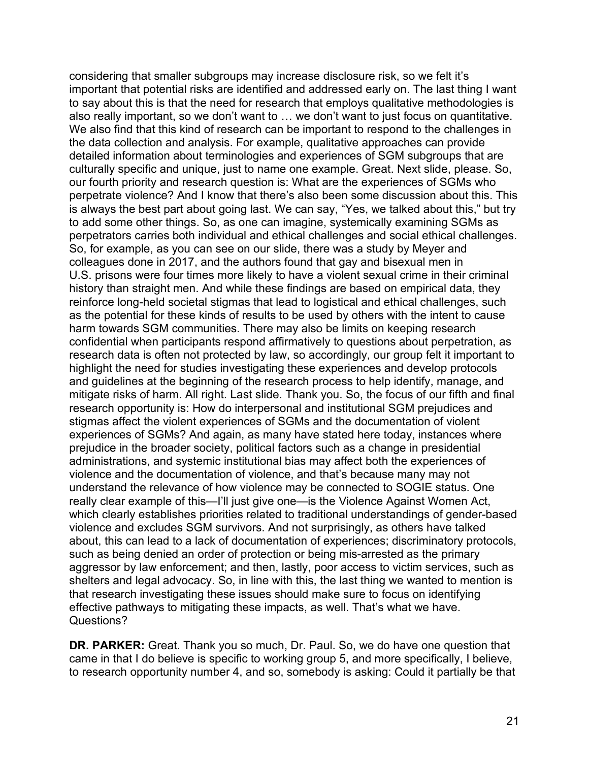considering that smaller subgroups may increase disclosure risk, so we felt it's important that potential risks are identified and addressed early on. The last thing I want to say about this is that the need for research that employs qualitative methodologies is also really important, so we don't want to … we don't want to just focus on quantitative. We also find that this kind of research can be important to respond to the challenges in the data collection and analysis. For example, qualitative approaches can provide detailed information about terminologies and experiences of SGM subgroups that are culturally specific and unique, just to name one example. Great. Next slide, please. So, our fourth priority and research question is: What are the experiences of SGMs who perpetrate violence? And I know that there's also been some discussion about this. This is always the best part about going last. We can say, "Yes, we talked about this," but try to add some other things. So, as one can imagine, systemically examining SGMs as perpetrators carries both individual and ethical challenges and social ethical challenges. So, for example, as you can see on our slide, there was a study by Meyer and colleagues done in 2017, and the authors found that gay and bisexual men in U.S. prisons were four times more likely to have a violent sexual crime in their criminal history than straight men. And while these findings are based on empirical data, they reinforce long-held societal stigmas that lead to logistical and ethical challenges, such as the potential for these kinds of results to be used by others with the intent to cause harm towards SGM communities. There may also be limits on keeping research confidential when participants respond affirmatively to questions about perpetration, as research data is often not protected by law, so accordingly, our group felt it important to highlight the need for studies investigating these experiences and develop protocols and guidelines at the beginning of the research process to help identify, manage, and mitigate risks of harm. All right. Last slide. Thank you. So, the focus of our fifth and final research opportunity is: How do interpersonal and institutional SGM prejudices and stigmas affect the violent experiences of SGMs and the documentation of violent experiences of SGMs? And again, as many have stated here today, instances where prejudice in the broader society, political factors such as a change in presidential administrations, and systemic institutional bias may affect both the experiences of violence and the documentation of violence, and that's because many may not understand the relevance of how violence may be connected to SOGIE status. One really clear example of this—I'll just give one—is the Violence Against Women Act, which clearly establishes priorities related to traditional understandings of gender-based violence and excludes SGM survivors. And not surprisingly, as others have talked about, this can lead to a lack of documentation of experiences; discriminatory protocols, such as being denied an order of protection or being mis-arrested as the primary aggressor by law enforcement; and then, lastly, poor access to victim services, such as shelters and legal advocacy. So, in line with this, the last thing we wanted to mention is that research investigating these issues should make sure to focus on identifying effective pathways to mitigating these impacts, as well. That's what we have. Questions?

**DR. PARKER:** Great. Thank you so much, Dr. Paul. So, we do have one question that came in that I do believe is specific to working group 5, and more specifically, I believe, to research opportunity number 4, and so, somebody is asking: Could it partially be that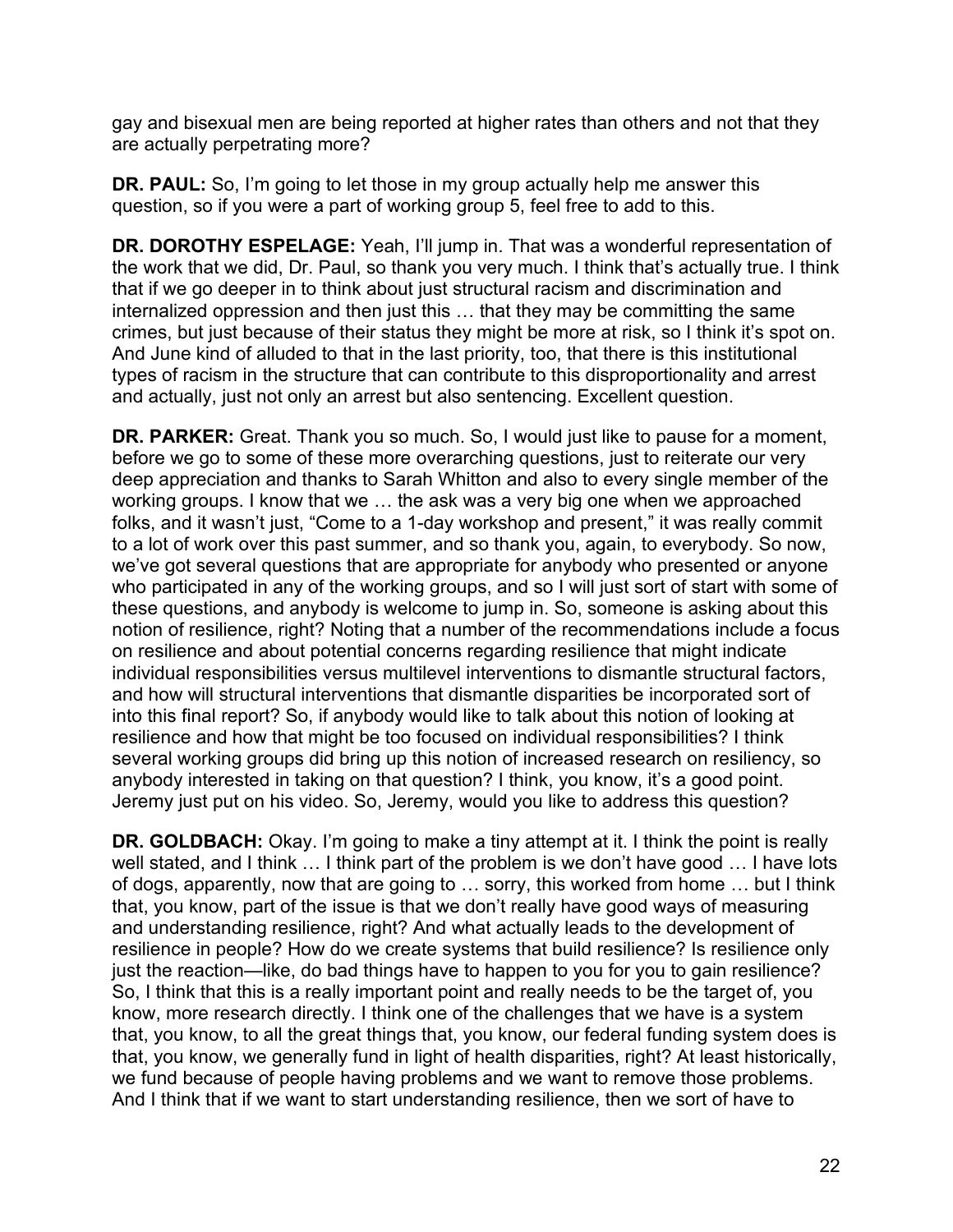gay and bisexual men are being reported at higher rates than others and not that they are actually perpetrating more?

**DR. PAUL:** So, I'm going to let those in my group actually help me answer this question, so if you were a part of working group 5, feel free to add to this.

**DR. DOROTHY ESPELAGE:** Yeah, I'll jump in. That was a wonderful representation of the work that we did, Dr. Paul, so thank you very much. I think that's actually true. I think that if we go deeper in to think about just structural racism and discrimination and internalized oppression and then just this … that they may be committing the same crimes, but just because of their status they might be more at risk, so I think it's spot on. And June kind of alluded to that in the last priority, too, that there is this institutional types of racism in the structure that can contribute to this disproportionality and arrest and actually, just not only an arrest but also sentencing. Excellent question.

**DR. PARKER:** Great. Thank you so much. So, I would just like to pause for a moment, before we go to some of these more overarching questions, just to reiterate our very deep appreciation and thanks to Sarah Whitton and also to every single member of the working groups. I know that we … the ask was a very big one when we approached folks, and it wasn't just, "Come to a 1-day workshop and present," it was really commit to a lot of work over this past summer, and so thank you, again, to everybody. So now, we've got several questions that are appropriate for anybody who presented or anyone who participated in any of the working groups, and so I will just sort of start with some of these questions, and anybody is welcome to jump in. So, someone is asking about this notion of resilience, right? Noting that a number of the recommendations include a focus on resilience and about potential concerns regarding resilience that might indicate individual responsibilities versus multilevel interventions to dismantle structural factors, and how will structural interventions that dismantle disparities be incorporated sort of into this final report? So, if anybody would like to talk about this notion of looking at resilience and how that might be too focused on individual responsibilities? I think several working groups did bring up this notion of increased research on resiliency, so anybody interested in taking on that question? I think, you know, it's a good point. Jeremy just put on his video. So, Jeremy, would you like to address this question?

**DR. GOLDBACH:** Okay. I'm going to make a tiny attempt at it. I think the point is really well stated, and I think … I think part of the problem is we don't have good … I have lots of dogs, apparently, now that are going to … sorry, this worked from home … but I think that, you know, part of the issue is that we don't really have good ways of measuring and understanding resilience, right? And what actually leads to the development of resilience in people? How do we create systems that build resilience? Is resilience only just the reaction—like, do bad things have to happen to you for you to gain resilience? So, I think that this is a really important point and really needs to be the target of, you know, more research directly. I think one of the challenges that we have is a system that, you know, to all the great things that, you know, our federal funding system does is that, you know, we generally fund in light of health disparities, right? At least historically, we fund because of people having problems and we want to remove those problems. And I think that if we want to start understanding resilience, then we sort of have to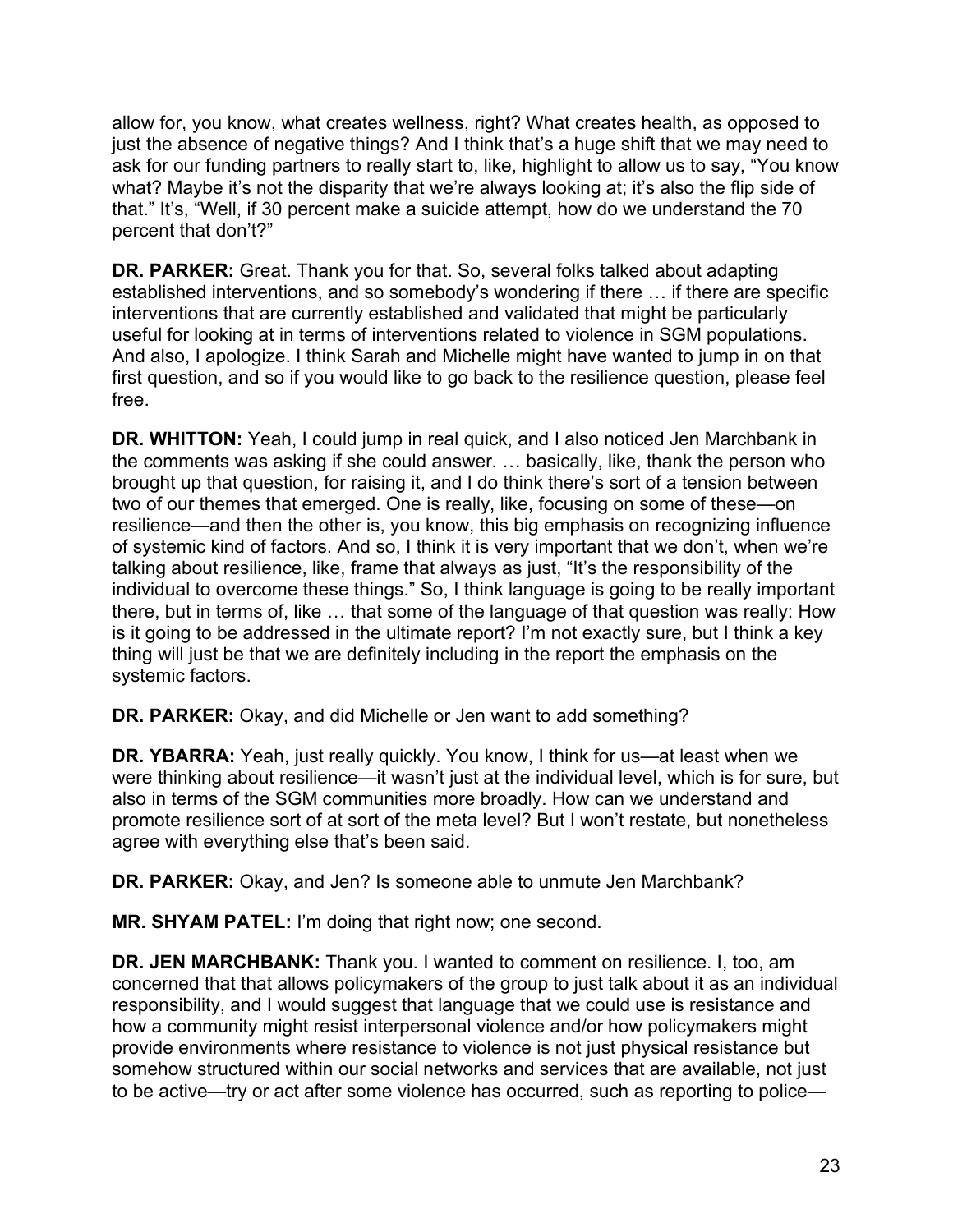allow for, you know, what creates wellness, right? What creates health, as opposed to just the absence of negative things? And I think that's a huge shift that we may need to ask for our funding partners to really start to, like, highlight to allow us to say, "You know what? Maybe it's not the disparity that we're always looking at; it's also the flip side of that." It's, "Well, if 30 percent make a suicide attempt, how do we understand the 70 percent that don't?"

**DR. PARKER:** Great. Thank you for that. So, several folks talked about adapting established interventions, and so somebody's wondering if there … if there are specific interventions that are currently established and validated that might be particularly useful for looking at in terms of interventions related to violence in SGM populations. And also, I apologize. I think Sarah and Michelle might have wanted to jump in on that first question, and so if you would like to go back to the resilience question, please feel free.

**DR. WHITTON:** Yeah, I could jump in real quick, and I also noticed Jen Marchbank in the comments was asking if she could answer. … basically, like, thank the person who brought up that question, for raising it, and I do think there's sort of a tension between two of our themes that emerged. One is really, like, focusing on some of these—on resilience—and then the other is, you know, this big emphasis on recognizing influence of systemic kind of factors. And so, I think it is very important that we don't, when we're talking about resilience, like, frame that always as just, "It's the responsibility of the individual to overcome these things." So, I think language is going to be really important there, but in terms of, like … that some of the language of that question was really: How is it going to be addressed in the ultimate report? I'm not exactly sure, but I think a key thing will just be that we are definitely including in the report the emphasis on the systemic factors.

**DR. PARKER:** Okay, and did Michelle or Jen want to add something?

**DR. YBARRA:** Yeah, just really quickly. You know, I think for us—at least when we were thinking about resilience—it wasn't just at the individual level, which is for sure, but also in terms of the SGM communities more broadly. How can we understand and promote resilience sort of at sort of the meta level? But I won't restate, but nonetheless agree with everything else that's been said.

**DR. PARKER:** Okay, and Jen? Is someone able to unmute Jen Marchbank?

**MR. SHYAM PATEL:** I'm doing that right now; one second.

**DR. JEN MARCHBANK:** Thank you. I wanted to comment on resilience. I, too, am concerned that that allows policymakers of the group to just talk about it as an individual responsibility, and I would suggest that language that we could use is resistance and how a community might resist interpersonal violence and/or how policymakers might provide environments where resistance to violence is not just physical resistance but somehow structured within our social networks and services that are available, not just to be active—try or act after some violence has occurred, such as reporting to police—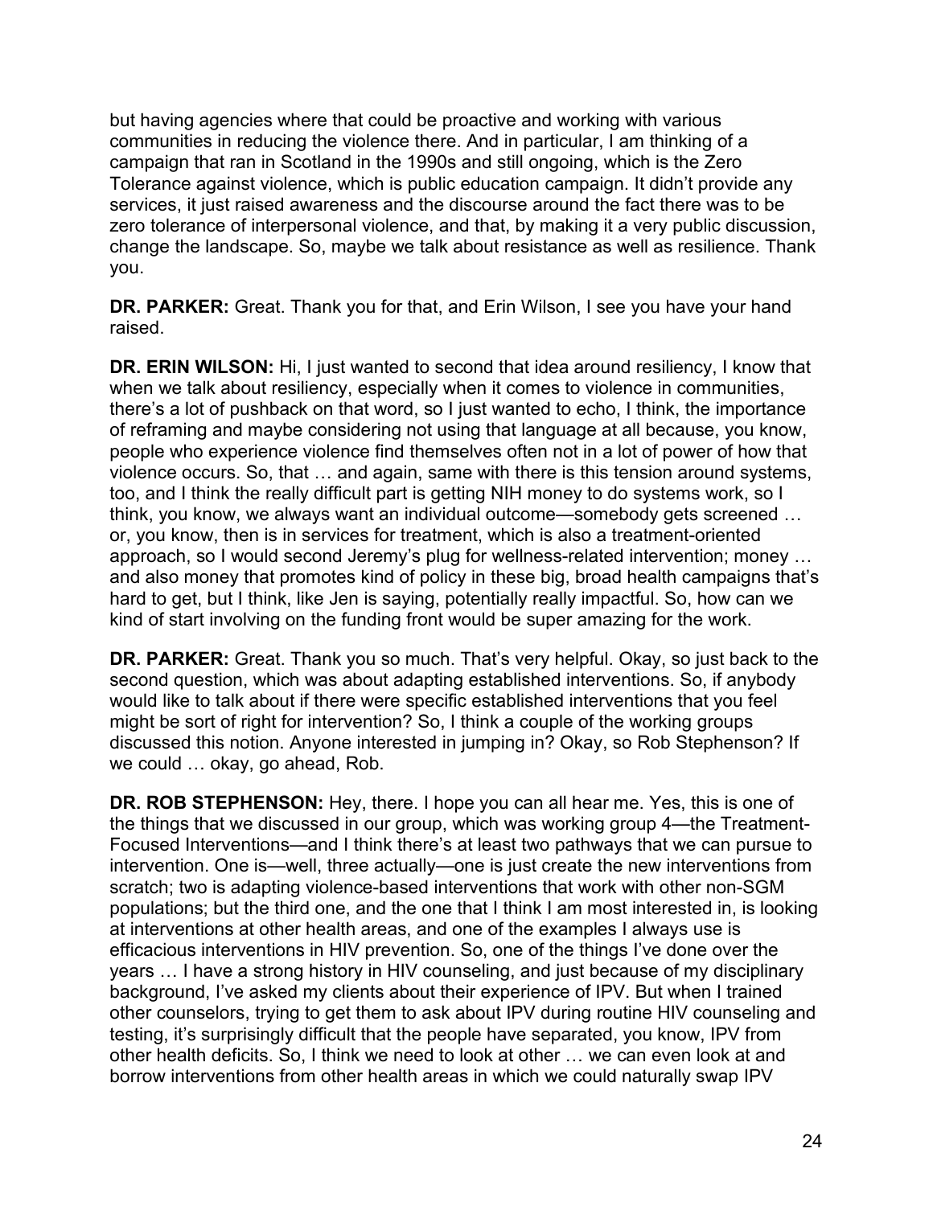but having agencies where that could be proactive and working with various communities in reducing the violence there. And in particular, I am thinking of a campaign that ran in Scotland in the 1990s and still ongoing, which is the Zero Tolerance against violence, which is public education campaign. It didn't provide any services, it just raised awareness and the discourse around the fact there was to be zero tolerance of interpersonal violence, and that, by making it a very public discussion, change the landscape. So, maybe we talk about resistance as well as resilience. Thank you.

**DR. PARKER:** Great. Thank you for that, and Erin Wilson, I see you have your hand raised.

**DR. ERIN WILSON:** Hi, I just wanted to second that idea around resiliency, I know that when we talk about resiliency, especially when it comes to violence in communities, there's a lot of pushback on that word, so I just wanted to echo, I think, the importance of reframing and maybe considering not using that language at all because, you know, people who experience violence find themselves often not in a lot of power of how that violence occurs. So, that … and again, same with there is this tension around systems, too, and I think the really difficult part is getting NIH money to do systems work, so I think, you know, we always want an individual outcome—somebody gets screened … or, you know, then is in services for treatment, which is also a treatment-oriented approach, so I would second Jeremy's plug for wellness-related intervention; money … and also money that promotes kind of policy in these big, broad health campaigns that's hard to get, but I think, like Jen is saying, potentially really impactful. So, how can we kind of start involving on the funding front would be super amazing for the work.

**DR. PARKER:** Great. Thank you so much. That's very helpful. Okay, so just back to the second question, which was about adapting established interventions. So, if anybody would like to talk about if there were specific established interventions that you feel might be sort of right for intervention? So, I think a couple of the working groups discussed this notion. Anyone interested in jumping in? Okay, so Rob Stephenson? If we could … okay, go ahead, Rob.

**DR. ROB STEPHENSON:** Hey, there. I hope you can all hear me. Yes, this is one of the things that we discussed in our group, which was working group 4—the Treatment-Focused Interventions—and I think there's at least two pathways that we can pursue to intervention. One is—well, three actually—one is just create the new interventions from scratch; two is adapting violence-based interventions that work with other non-SGM populations; but the third one, and the one that I think I am most interested in, is looking at interventions at other health areas, and one of the examples I always use is efficacious interventions in HIV prevention. So, one of the things I've done over the years … I have a strong history in HIV counseling, and just because of my disciplinary background, I've asked my clients about their experience of IPV. But when I trained other counselors, trying to get them to ask about IPV during routine HIV counseling and testing, it's surprisingly difficult that the people have separated, you know, IPV from other health deficits. So, I think we need to look at other … we can even look at and borrow interventions from other health areas in which we could naturally swap IPV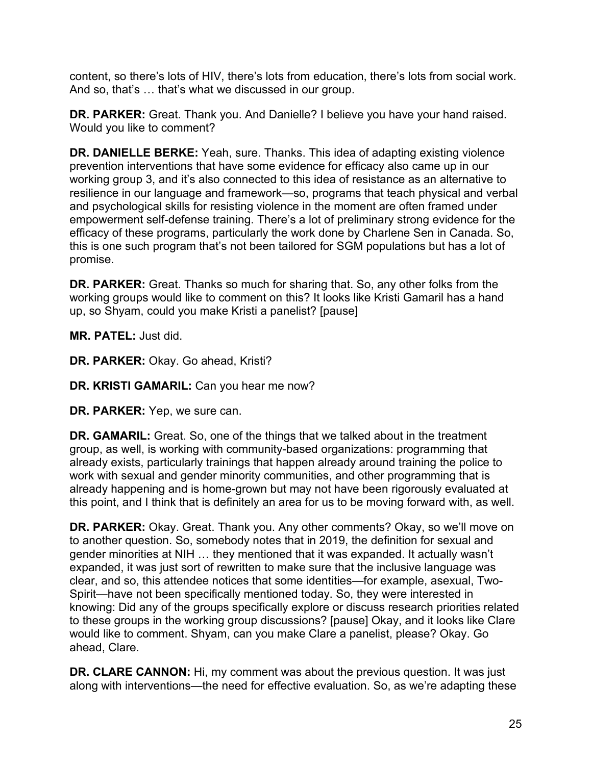content, so there's lots of HIV, there's lots from education, there's lots from social work. And so, that's … that's what we discussed in our group.

**DR. PARKER:** Great. Thank you. And Danielle? I believe you have your hand raised. Would you like to comment?

**DR. DANIELLE BERKE:** Yeah, sure. Thanks. This idea of adapting existing violence prevention interventions that have some evidence for efficacy also came up in our working group 3, and it's also connected to this idea of resistance as an alternative to resilience in our language and framework—so, programs that teach physical and verbal and psychological skills for resisting violence in the moment are often framed under empowerment self-defense training. There's a lot of preliminary strong evidence for the efficacy of these programs, particularly the work done by Charlene Sen in Canada. So, this is one such program that's not been tailored for SGM populations but has a lot of promise.

**DR. PARKER:** Great. Thanks so much for sharing that. So, any other folks from the working groups would like to comment on this? It looks like Kristi Gamaril has a hand up, so Shyam, could you make Kristi a panelist? [pause]

**MR. PATEL:** Just did.

**DR. PARKER:** Okay. Go ahead, Kristi?

**DR. KRISTI GAMARIL:** Can you hear me now?

**DR. PARKER:** Yep, we sure can.

**DR. GAMARIL:** Great. So, one of the things that we talked about in the treatment group, as well, is working with community-based organizations: programming that already exists, particularly trainings that happen already around training the police to work with sexual and gender minority communities, and other programming that is already happening and is home-grown but may not have been rigorously evaluated at this point, and I think that is definitely an area for us to be moving forward with, as well.

**DR. PARKER:** Okay. Great. Thank you. Any other comments? Okay, so we'll move on to another question. So, somebody notes that in 2019, the definition for sexual and gender minorities at NIH … they mentioned that it was expanded. It actually wasn't expanded, it was just sort of rewritten to make sure that the inclusive language was clear, and so, this attendee notices that some identities—for example, asexual, Two-Spirit—have not been specifically mentioned today. So, they were interested in knowing: Did any of the groups specifically explore or discuss research priorities related to these groups in the working group discussions? [pause] Okay, and it looks like Clare would like to comment. Shyam, can you make Clare a panelist, please? Okay. Go ahead, Clare.

**DR. CLARE CANNON:** Hi, my comment was about the previous question. It was just along with interventions—the need for effective evaluation. So, as we're adapting these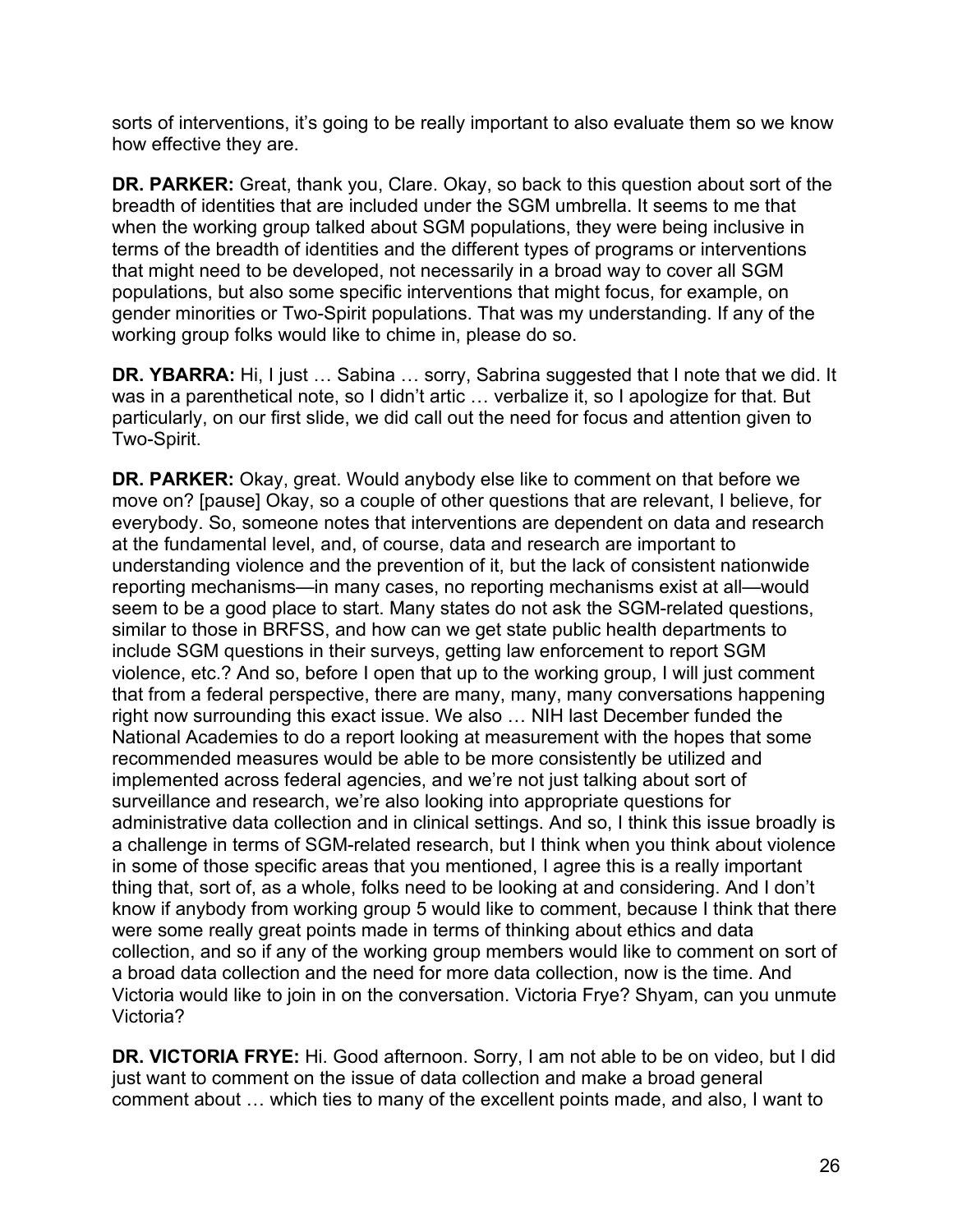sorts of interventions, it's going to be really important to also evaluate them so we know how effective they are.

**DR. PARKER:** Great, thank you, Clare. Okay, so back to this question about sort of the breadth of identities that are included under the SGM umbrella. It seems to me that when the working group talked about SGM populations, they were being inclusive in terms of the breadth of identities and the different types of programs or interventions that might need to be developed, not necessarily in a broad way to cover all SGM populations, but also some specific interventions that might focus, for example, on gender minorities or Two-Spirit populations. That was my understanding. If any of the working group folks would like to chime in, please do so.

**DR. YBARRA:** Hi, I just … Sabina … sorry, Sabrina suggested that I note that we did. It was in a parenthetical note, so I didn't artic … verbalize it, so I apologize for that. But particularly, on our first slide, we did call out the need for focus and attention given to Two-Spirit.

**DR. PARKER:** Okay, great. Would anybody else like to comment on that before we move on? [pause] Okay, so a couple of other questions that are relevant, I believe, for everybody. So, someone notes that interventions are dependent on data and research at the fundamental level, and, of course, data and research are important to understanding violence and the prevention of it, but the lack of consistent nationwide reporting mechanisms—in many cases, no reporting mechanisms exist at all—would seem to be a good place to start. Many states do not ask the SGM-related questions, similar to those in BRFSS, and how can we get state public health departments to include SGM questions in their surveys, getting law enforcement to report SGM violence, etc.? And so, before I open that up to the working group, I will just comment that from a federal perspective, there are many, many, many conversations happening right now surrounding this exact issue. We also … NIH last December funded the National Academies to do a report looking at measurement with the hopes that some recommended measures would be able to be more consistently be utilized and implemented across federal agencies, and we're not just talking about sort of surveillance and research, we're also looking into appropriate questions for administrative data collection and in clinical settings. And so, I think this issue broadly is a challenge in terms of SGM-related research, but I think when you think about violence in some of those specific areas that you mentioned, I agree this is a really important thing that, sort of, as a whole, folks need to be looking at and considering. And I don't know if anybody from working group 5 would like to comment, because I think that there were some really great points made in terms of thinking about ethics and data collection, and so if any of the working group members would like to comment on sort of a broad data collection and the need for more data collection, now is the time. And Victoria would like to join in on the conversation. Victoria Frye? Shyam, can you unmute Victoria?

**DR. VICTORIA FRYE:** Hi. Good afternoon. Sorry, I am not able to be on video, but I did just want to comment on the issue of data collection and make a broad general comment about … which ties to many of the excellent points made, and also, I want to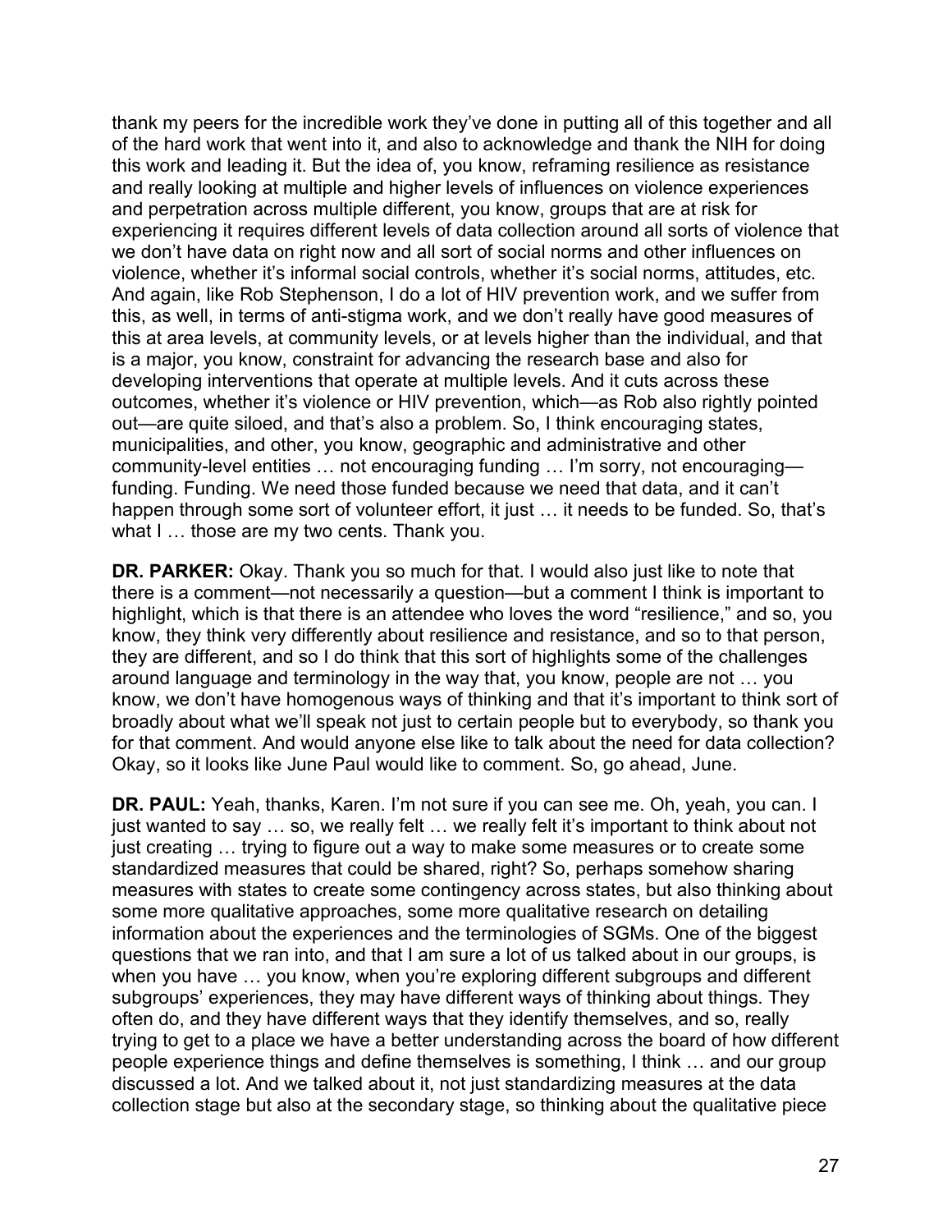thank my peers for the incredible work they've done in putting all of this together and all of the hard work that went into it, and also to acknowledge and thank the NIH for doing this work and leading it. But the idea of, you know, reframing resilience as resistance and really looking at multiple and higher levels of influences on violence experiences and perpetration across multiple different, you know, groups that are at risk for experiencing it requires different levels of data collection around all sorts of violence that we don't have data on right now and all sort of social norms and other influences on violence, whether it's informal social controls, whether it's social norms, attitudes, etc. And again, like Rob Stephenson, I do a lot of HIV prevention work, and we suffer from this, as well, in terms of anti-stigma work, and we don't really have good measures of this at area levels, at community levels, or at levels higher than the individual, and that is a major, you know, constraint for advancing the research base and also for developing interventions that operate at multiple levels. And it cuts across these outcomes, whether it's violence or HIV prevention, which—as Rob also rightly pointed out—are quite siloed, and that's also a problem. So, I think encouraging states, municipalities, and other, you know, geographic and administrative and other community-level entities … not encouraging funding … I'm sorry, not encouraging—funding. Funding. We need those funded because we need that data, and it can't happen through some sort of volunteer effort, it just … it needs to be funded. So, that's what I … those are my two cents. Thank you.

**DR. PARKER:** Okay. Thank you so much for that. I would also just like to note that there is a comment—not necessarily a question—but a comment I think is important to highlight, which is that there is an attendee who loves the word "resilience," and so, you know, they think very differently about resilience and resistance, and so to that person, they are different, and so I do think that this sort of highlights some of the challenges around language and terminology in the way that, you know, people are not … you know, we don't have homogenous ways of thinking and that it's important to think sort of broadly about what we'll speak not just to certain people but to everybody, so thank you for that comment. And would anyone else like to talk about the need for data collection? Okay, so it looks like June Paul would like to comment. So, go ahead, June.

**DR. PAUL:** Yeah, thanks, Karen. I'm not sure if you can see me. Oh, yeah, you can. I just wanted to say … so, we really felt … we really felt it's important to think about not just creating … trying to figure out a way to make some measures or to create some standardized measures that could be shared, right? So, perhaps somehow sharing measures with states to create some contingency across states, but also thinking about some more qualitative approaches, some more qualitative research on detailing information about the experiences and the terminologies of SGMs. One of the biggest questions that we ran into, and that I am sure a lot of us talked about in our groups, is when you have … you know, when you're exploring different subgroups and different subgroups' experiences, they may have different ways of thinking about things. They often do, and they have different ways that they identify themselves, and so, really trying to get to a place we have a better understanding across the board of how different people experience things and define themselves is something, I think … and our group discussed a lot. And we talked about it, not just standardizing measures at the data collection stage but also at the secondary stage, so thinking about the qualitative piece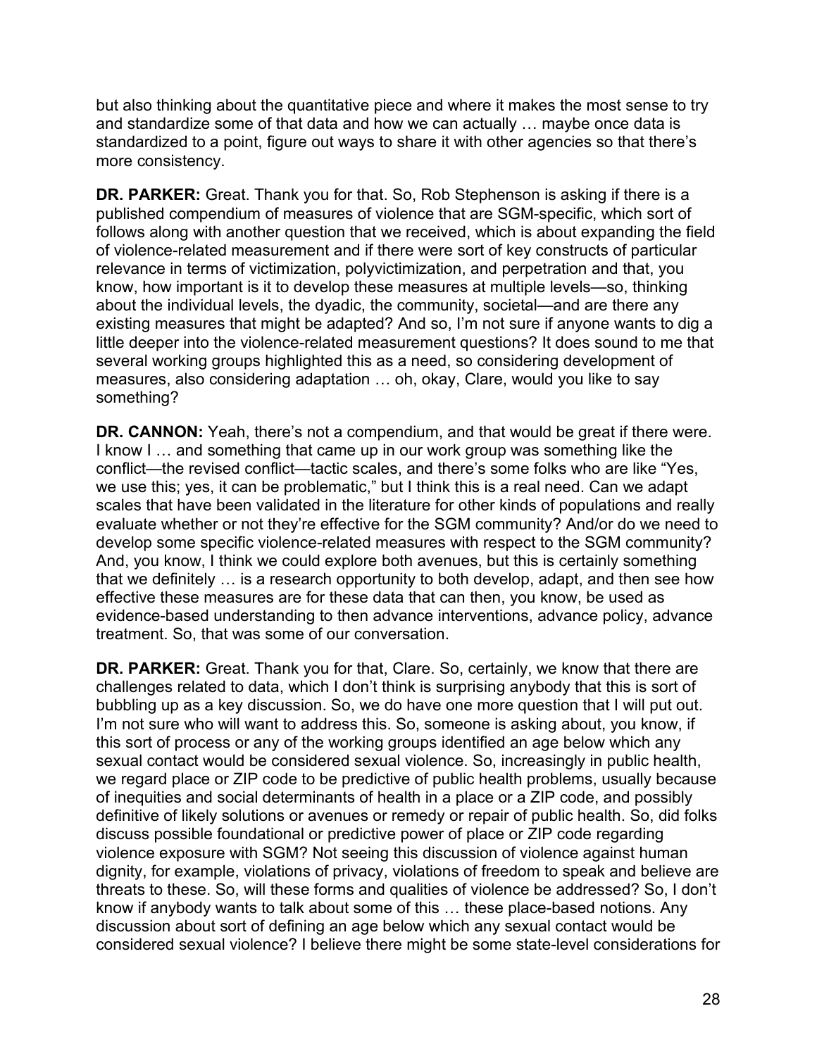but also thinking about the quantitative piece and where it makes the most sense to try and standardize some of that data and how we can actually … maybe once data is standardized to a point, figure out ways to share it with other agencies so that there's more consistency.

**DR. PARKER:** Great. Thank you for that. So, Rob Stephenson is asking if there is a published compendium of measures of violence that are SGM-specific, which sort of follows along with another question that we received, which is about expanding the field of violence-related measurement and if there were sort of key constructs of particular relevance in terms of victimization, polyvictimization, and perpetration and that, you know, how important is it to develop these measures at multiple levels—so, thinking about the individual levels, the dyadic, the community, societal—and are there any existing measures that might be adapted? And so, I'm not sure if anyone wants to dig a little deeper into the violence-related measurement questions? It does sound to me that several working groups highlighted this as a need, so considering development of measures, also considering adaptation … oh, okay, Clare, would you like to say something?

**DR. CANNON:** Yeah, there's not a compendium, and that would be great if there were. I know I … and something that came up in our work group was something like the conflict—the revised conflict—tactic scales, and there's some folks who are like "Yes, we use this; yes, it can be problematic," but I think this is a real need. Can we adapt scales that have been validated in the literature for other kinds of populations and really evaluate whether or not they're effective for the SGM community? And/or do we need to develop some specific violence-related measures with respect to the SGM community? And, you know, I think we could explore both avenues, but this is certainly something that we definitely … is a research opportunity to both develop, adapt, and then see how effective these measures are for these data that can then, you know, be used as evidence-based understanding to then advance interventions, advance policy, advance treatment. So, that was some of our conversation.

**DR. PARKER:** Great. Thank you for that, Clare. So, certainly, we know that there are challenges related to data, which I don't think is surprising anybody that this is sort of bubbling up as a key discussion. So, we do have one more question that I will put out. I'm not sure who will want to address this. So, someone is asking about, you know, if this sort of process or any of the working groups identified an age below which any sexual contact would be considered sexual violence. So, increasingly in public health, we regard place or ZIP code to be predictive of public health problems, usually because of inequities and social determinants of health in a place or a ZIP code, and possibly definitive of likely solutions or avenues or remedy or repair of public health. So, did folks discuss possible foundational or predictive power of place or ZIP code regarding violence exposure with SGM? Not seeing this discussion of violence against human dignity, for example, violations of privacy, violations of freedom to speak and believe are threats to these. So, will these forms and qualities of violence be addressed? So, I don't know if anybody wants to talk about some of this … these place-based notions. Any discussion about sort of defining an age below which any sexual contact would be considered sexual violence? I believe there might be some state-level considerations for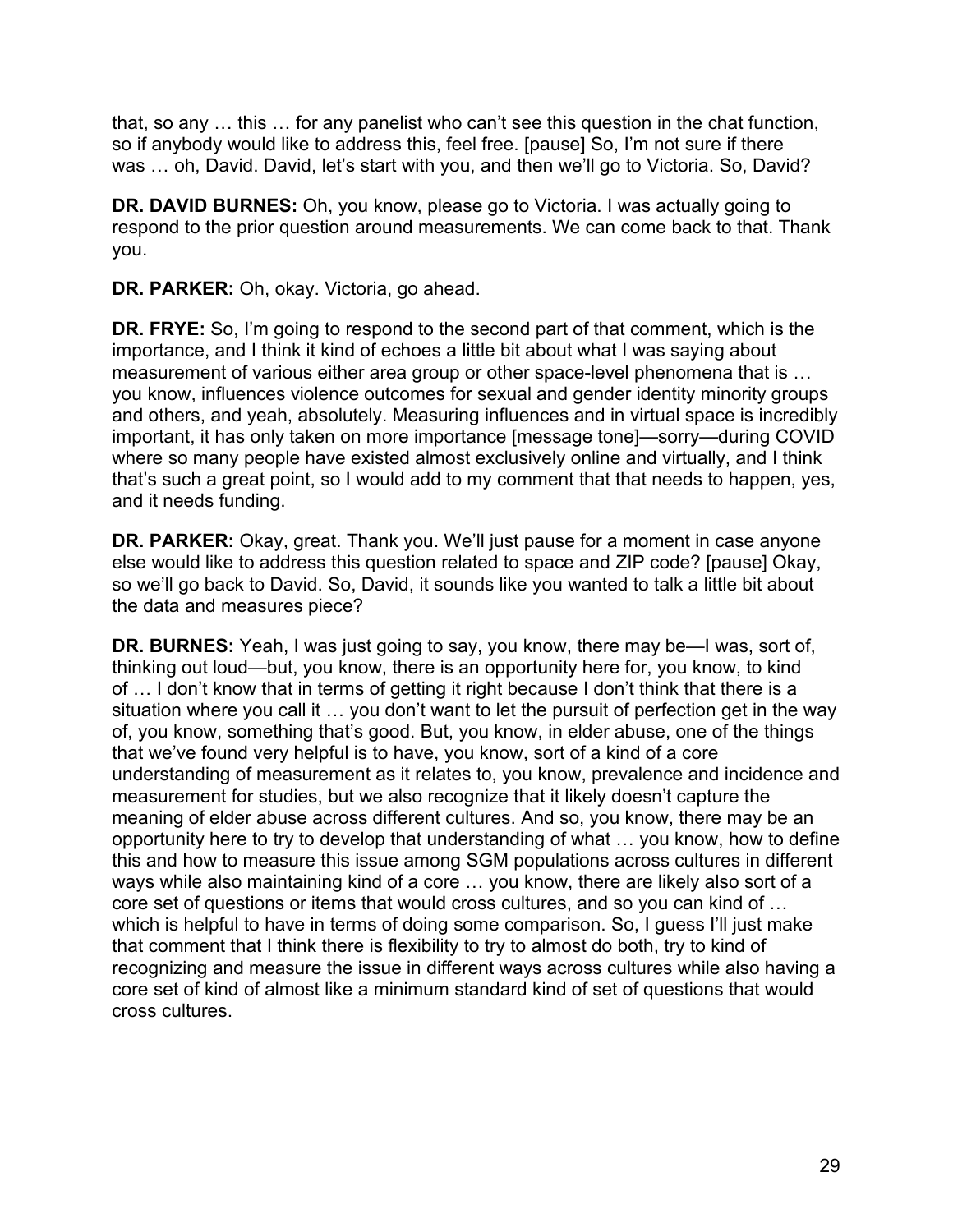that, so any … this … for any panelist who can't see this question in the chat function, so if anybody would like to address this, feel free. [pause] So, I'm not sure if there was … oh, David. David, let's start with you, and then we'll go to Victoria. So, David?

**DR. DAVID BURNES:** Oh, you know, please go to Victoria. I was actually going to respond to the prior question around measurements. We can come back to that. Thank you.

**DR. PARKER:** Oh, okay. Victoria, go ahead.

**DR. FRYE:** So, I'm going to respond to the second part of that comment, which is the importance, and I think it kind of echoes a little bit about what I was saying about measurement of various either area group or other space-level phenomena that is … you know, influences violence outcomes for sexual and gender identity minority groups and others, and yeah, absolutely. Measuring influences and in virtual space is incredibly important, it has only taken on more importance [message tone]—sorry—during COVID where so many people have existed almost exclusively online and virtually, and I think that's such a great point, so I would add to my comment that that needs to happen, yes, and it needs funding.

**DR. PARKER:** Okay, great. Thank you. We'll just pause for a moment in case anyone else would like to address this question related to space and ZIP code? [pause] Okay, so we'll go back to David. So, David, it sounds like you wanted to talk a little bit about the data and measures piece?

**DR. BURNES:** Yeah, I was just going to say, you know, there may be—I was, sort of, thinking out loud—but, you know, there is an opportunity here for, you know, to kind of … I don't know that in terms of getting it right because I don't think that there is a situation where you call it … you don't want to let the pursuit of perfection get in the way of, you know, something that's good. But, you know, in elder abuse, one of the things that we've found very helpful is to have, you know, sort of a kind of a core understanding of measurement as it relates to, you know, prevalence and incidence and measurement for studies, but we also recognize that it likely doesn't capture the meaning of elder abuse across different cultures. And so, you know, there may be an opportunity here to try to develop that understanding of what … you know, how to define this and how to measure this issue among SGM populations across cultures in different ways while also maintaining kind of a core … you know, there are likely also sort of a core set of questions or items that would cross cultures, and so you can kind of … which is helpful to have in terms of doing some comparison. So, I guess I'll just make that comment that I think there is flexibility to try to almost do both, try to kind of recognizing and measure the issue in different ways across cultures while also having a core set of kind of almost like a minimum standard kind of set of questions that would cross cultures.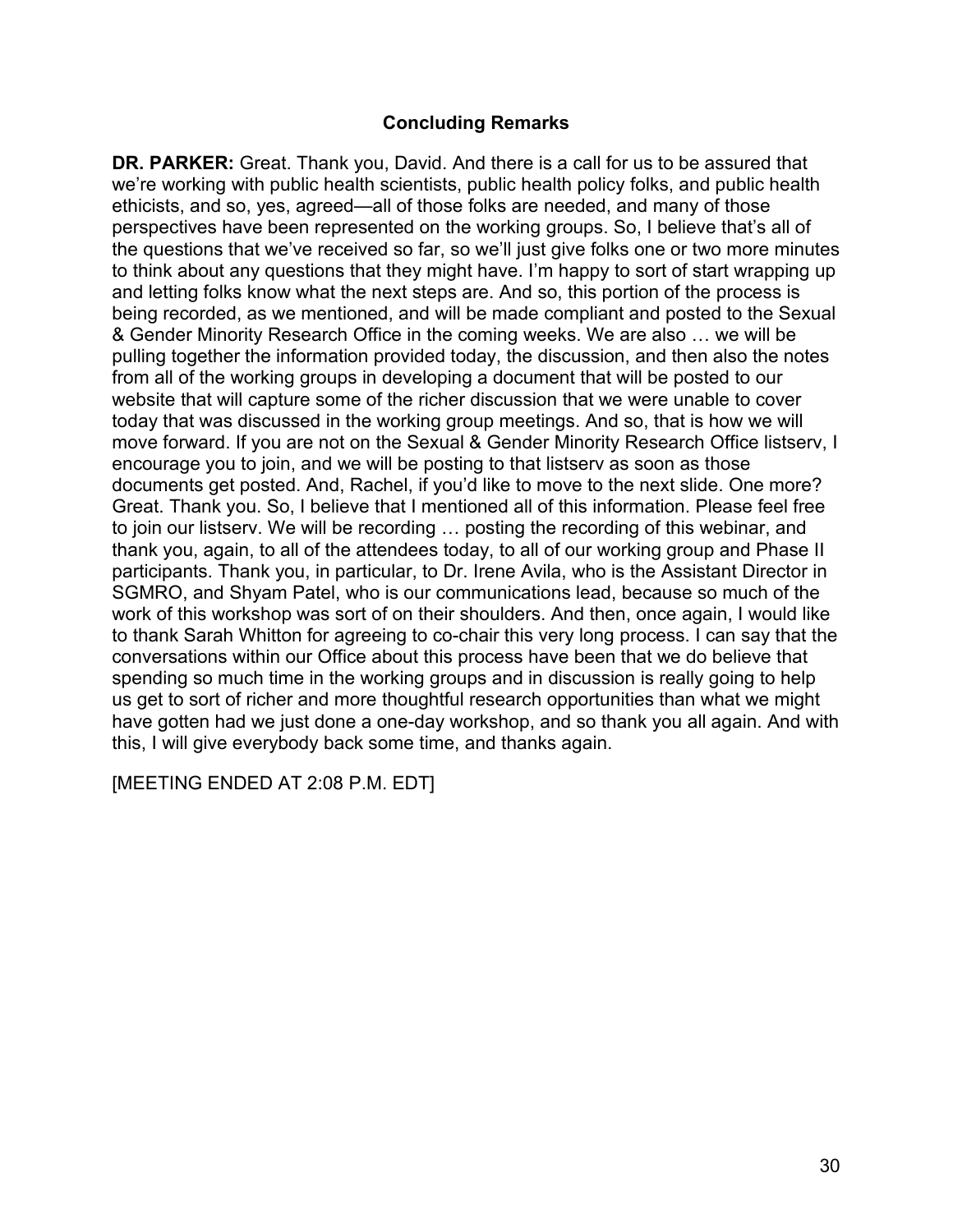## Concluding Remarks

**DR. PARKER:** Great. Thank you, David. And there is a call for us to be assured that we're working with public health scientists, public health policy folks, and public health ethicists, and so, yes, agreed—all of those folks are needed, and many of those perspectives have been represented on the working groups. So, I believe that's all of the questions that we've received so far, so we'll just give folks one or two more minutes to think about any questions that they might have. I'm happy to sort of start wrapping up and letting folks know what the next steps are. And so, this portion of the process is being recorded, as we mentioned, and will be made compliant and posted to the Sexual & Gender Minority Research Office in the coming weeks. We are also … we will be pulling together the information provided today, the discussion, and then also the notes from all of the working groups in developing a document that will be posted to our website that will capture some of the richer discussion that we were unable to cover today that was discussed in the working group meetings. And so, that is how we will move forward. If you are not on the Sexual & Gender Minority Research Office listserv, I encourage you to join, and we will be posting to that listserv as soon as those documents get posted. And, Rachel, if you'd like to move to the next slide. One more? Great. Thank you. So, I believe that I mentioned all of this information. Please feel free to join our listserv. We will be recording … posting the recording of this webinar, and thank you, again, to all of the attendees today, to all of our working group and Phase II participants. Thank you, in particular, to Dr. Irene Avila, who is the Assistant Director in SGMRO, and Shyam Patel, who is our communications lead, because so much of the work of this workshop was sort of on their shoulders. And then, once again, I would like to thank Sarah Whitton for agreeing to co-chair this very long process. I can say that the conversations within our Office about this process have been that we do believe that spending so much time in the working groups and in discussion is really going to help us get to sort of richer and more thoughtful research opportunities than what we might have gotten had we just done a one-day workshop, and so thank you all again. And with this, I will give everybody back some time, and thanks again.

[MEETING ENDED AT 2:08 P.M. EDT]